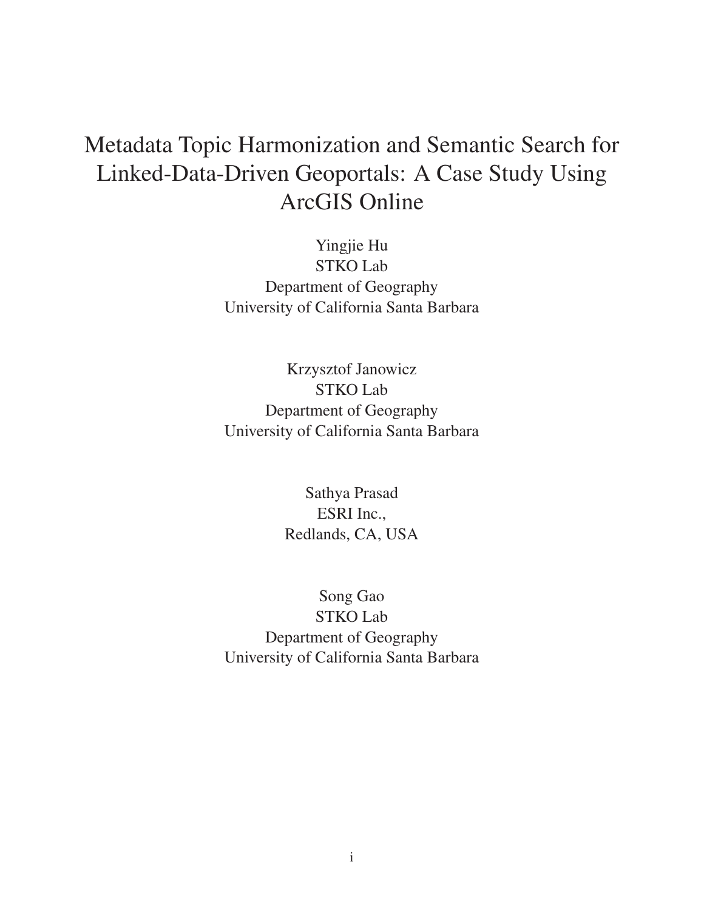# Metadata Topic Harmonization and Semantic Search for Linked-Data-Driven Geoportals: A Case Study Using ArcGIS Online

Yingjie Hu  
STKO Lab  
Department of Geography  
University of California Santa Barbara

Krzysztof Janowicz  
STKO Lab  
Department of Geography  
University of California Santa Barbara

Sathya Prasad  
ESRI Inc.,  
Redlands, CA, USA

Song Gao  
STKO Lab  
Department of Geography  
University of California Santa Barbara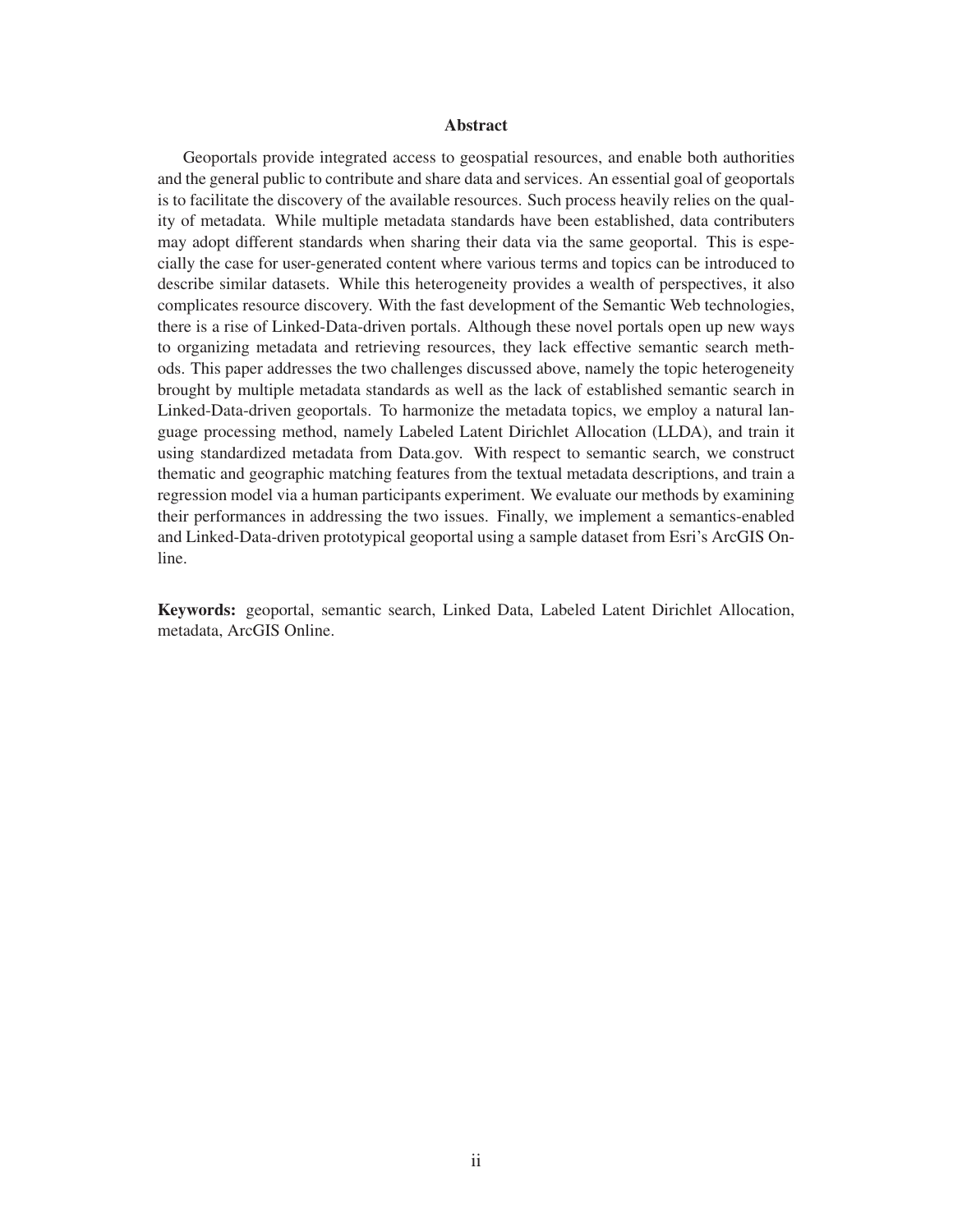## Abstract

Geoportals provide integrated access to geospatial resources, and enable both authorities and the general public to contribute and share data and services. An essential goal of geoportals is to facilitate the discovery of the available resources. Such process heavily relies on the quality of metadata. While multiple metadata standards have been established, data contributers may adopt different standards when sharing their data via the same geoportal. This is especially the case for user-generated content where various terms and topics can be introduced to describe similar datasets. While this heterogeneity provides a wealth of perspectives, it also complicates resource discovery. With the fast development of the Semantic Web technologies, there is a rise of Linked-Data-driven portals. Although these novel portals open up new ways to organizing metadata and retrieving resources, they lack effective semantic search methods. This paper addresses the two challenges discussed above, namely the topic heterogeneity brought by multiple metadata standards as well as the lack of established semantic search in Linked-Data-driven geoportals. To harmonize the metadata topics, we employ a natural language processing method, namely Labeled Latent Dirichlet Allocation (LLDA), and train it using standardized metadata from Data.gov. With respect to semantic search, we construct thematic and geographic matching features from the textual metadata descriptions, and train a regression model via a human participants experiment. We evaluate our methods by examining their performances in addressing the two issues. Finally, we implement a semantics-enabled and Linked-Data-driven prototypical geoportal using a sample dataset from Esri's ArcGIS Online.

**Keywords:** geoportal, semantic search, Linked Data, Labeled Latent Dirichlet Allocation, metadata, ArcGIS Online.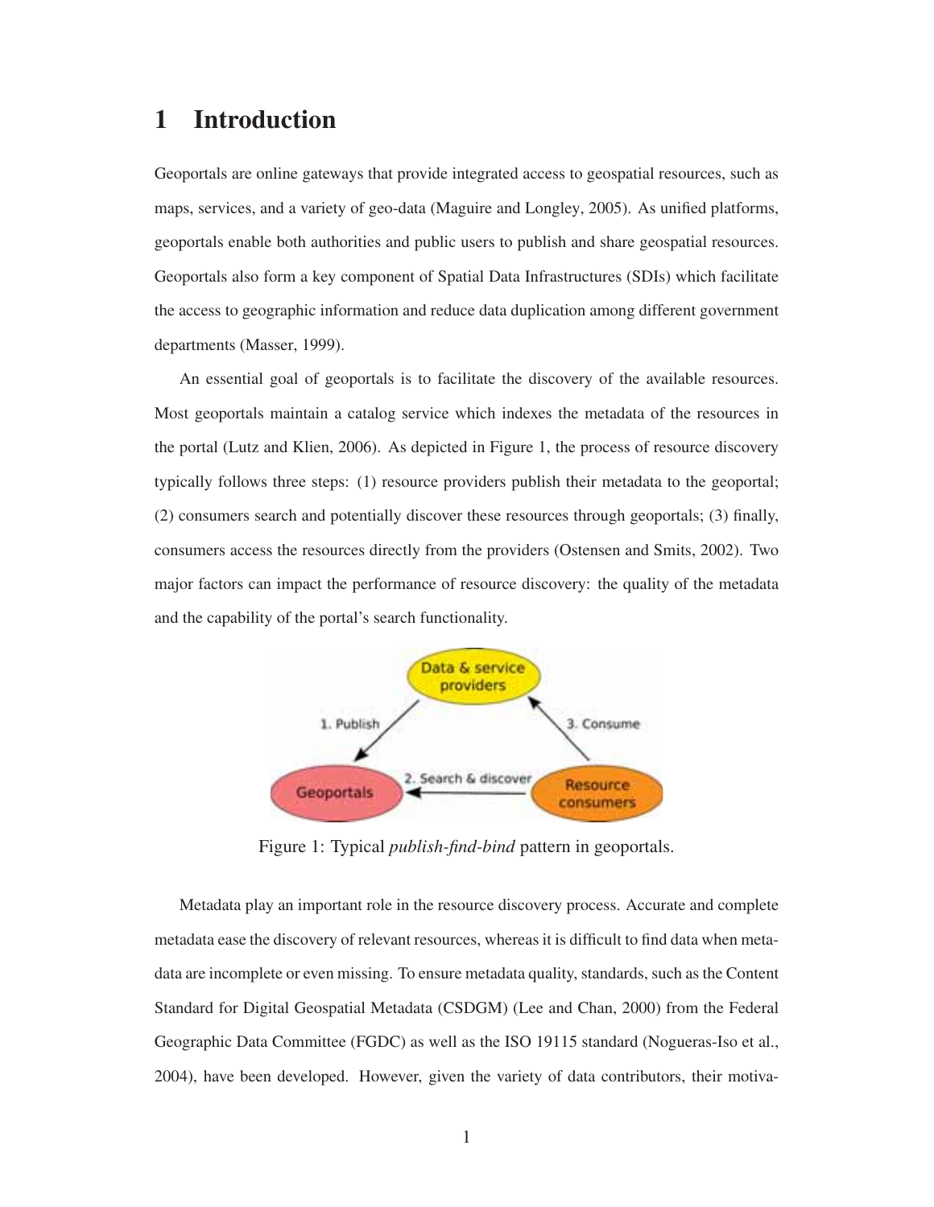# 1 Introduction

Geoportals are online gateways that provide integrated access to geospatial resources, such as maps, services, and a variety of geo-data (Maguire and Longley, 2005). As unified platforms, geoportals enable both authorities and public users to publish and share geospatial resources. Geoportals also form a key component of Spatial Data Infrastructures (SDIs) which facilitate the access to geographic information and reduce data duplication among different government departments (Masser, 1999).

An essential goal of geoportals is to facilitate the discovery of the available resources. Most geoportals maintain a catalog service which indexes the metadata of the resources in the portal (Lutz and Klien, 2006). As depicted in Figure 1, the process of resource discovery typically follows three steps: (1) resource providers publish their metadata to the geoportal; (2) consumers search and potentially discover these resources through geoportals; (3) finally, consumers access the resources directly from the providers (Ostensen and Smits, 2002). Two major factors can impact the performance of resource discovery: the quality of the metadata and the capability of the portal's search functionality.

Figure 1: Typical *publish-find-bind* pattern in geoportals.

Metadata play an important role in the resource discovery process. Accurate and complete metadata ease the discovery of relevant resources, whereas it is difficult to find data when metadata are incomplete or even missing. To ensure metadata quality, standards, such as the Content Standard for Digital Geospatial Metadata (CSDGM) (Lee and Chan, 2000) from the Federal Geographic Data Committee (FGDC) as well as the ISO 19115 standard (Nogueras-Iso et al., 2004), have been developed. However, given the variety of data contributors, their motiva-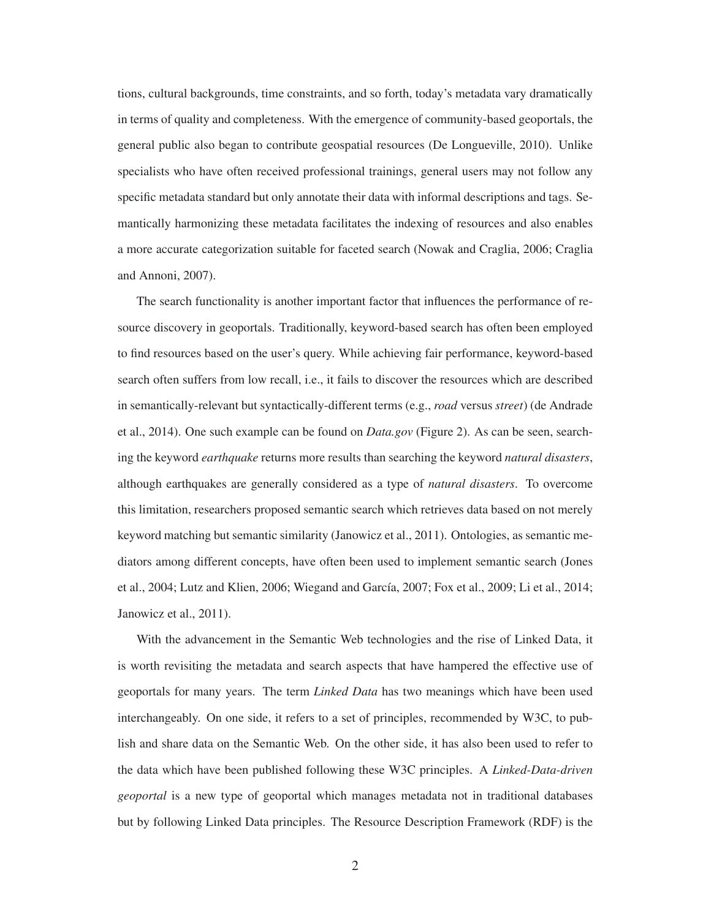tions, cultural backgrounds, time constraints, and so forth, today's metadata vary dramatically in terms of quality and completeness. With the emergence of community-based geoportals, the general public also began to contribute geospatial resources (De Longueville, 2010). Unlike specialists who have often received professional trainings, general users may not follow any specific metadata standard but only annotate their data with informal descriptions and tags. Semantically harmonizing these metadata facilitates the indexing of resources and also enables a more accurate categorization suitable for faceted search (Nowak and Craglia, 2006; Craglia and Annoni, 2007).

The search functionality is another important factor that influences the performance of resource discovery in geoportals. Traditionally, keyword-based search has often been employed to find resources based on the user's query. While achieving fair performance, keyword-based search often suffers from low recall, i.e., it fails to discover the resources which are described in semantically-relevant but syntactically-different terms (e.g., *road* versus *street*) (de Andrade et al., 2014). One such example can be found on *Data.gov* (Figure 2). As can be seen, searching the keyword *earthquake* returns more results than searching the keyword *natural disasters*, although earthquakes are generally considered as a type of *natural disasters*. To overcome this limitation, researchers proposed semantic search which retrieves data based on not merely keyword matching but semantic similarity (Janowicz et al., 2011). Ontologies, as semantic mediators among different concepts, have often been used to implement semantic search (Jones et al., 2004; Lutz and Klien, 2006; Wiegand and García, 2007; Fox et al., 2009; Li et al., 2014; Janowicz et al., 2011).

With the advancement in the Semantic Web technologies and the rise of Linked Data, it is worth revisiting the metadata and search aspects that have hampered the effective use of geoportals for many years. The term *Linked Data* has two meanings which have been used interchangeably. On one side, it refers to a set of principles, recommended by W3C, to publish and share data on the Semantic Web. On the other side, it has also been used to refer to the data which have been published following these W3C principles. A *Linked-Data-driven geoportal* is a new type of geoportal which manages metadata not in traditional databases but by following Linked Data principles. The Resource Description Framework (RDF) is the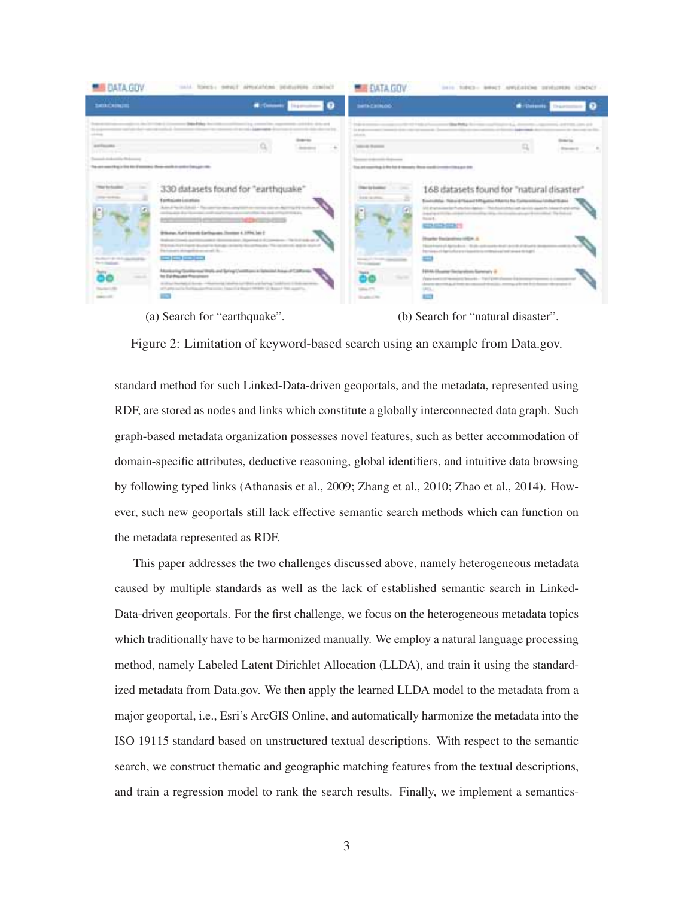(a) Search for "earthquake". (b) Search for "natural disaster".

Figure 2: Limitation of keyword-based search using an example from Data.gov.

standard method for such Linked-Data-driven geoportals, and the metadata, represented using RDF, are stored as nodes and links which constitute a globally interconnected data graph. Such graph-based metadata organization possesses novel features, such as better accommodation of domain-specific attributes, deductive reasoning, global identifiers, and intuitive data browsing by following typed links (Athanasis et al., 2009; Zhang et al., 2010; Zhao et al., 2014). However, such new geoportals still lack effective semantic search methods which can function on the metadata represented as RDF.

This paper addresses the two challenges discussed above, namely heterogeneous metadata caused by multiple standards as well as the lack of established semantic search in Linked-Data-driven geoportals. For the first challenge, we focus on the heterogeneous metadata topics which traditionally have to be harmonized manually. We employ a natural language processing method, namely Labeled Latent Dirichlet Allocation (LLDA), and train it using the standardized metadata from Data.gov. We then apply the learned LLDA model to the metadata from a major geoportal, i.e., Esri's ArcGIS Online, and automatically harmonize the metadata into the ISO 19115 standard based on unstructured textual descriptions. With respect to the semantic search, we construct thematic and geographic matching features from the textual descriptions, and train a regression model to rank the search results. Finally, we implement a semantics-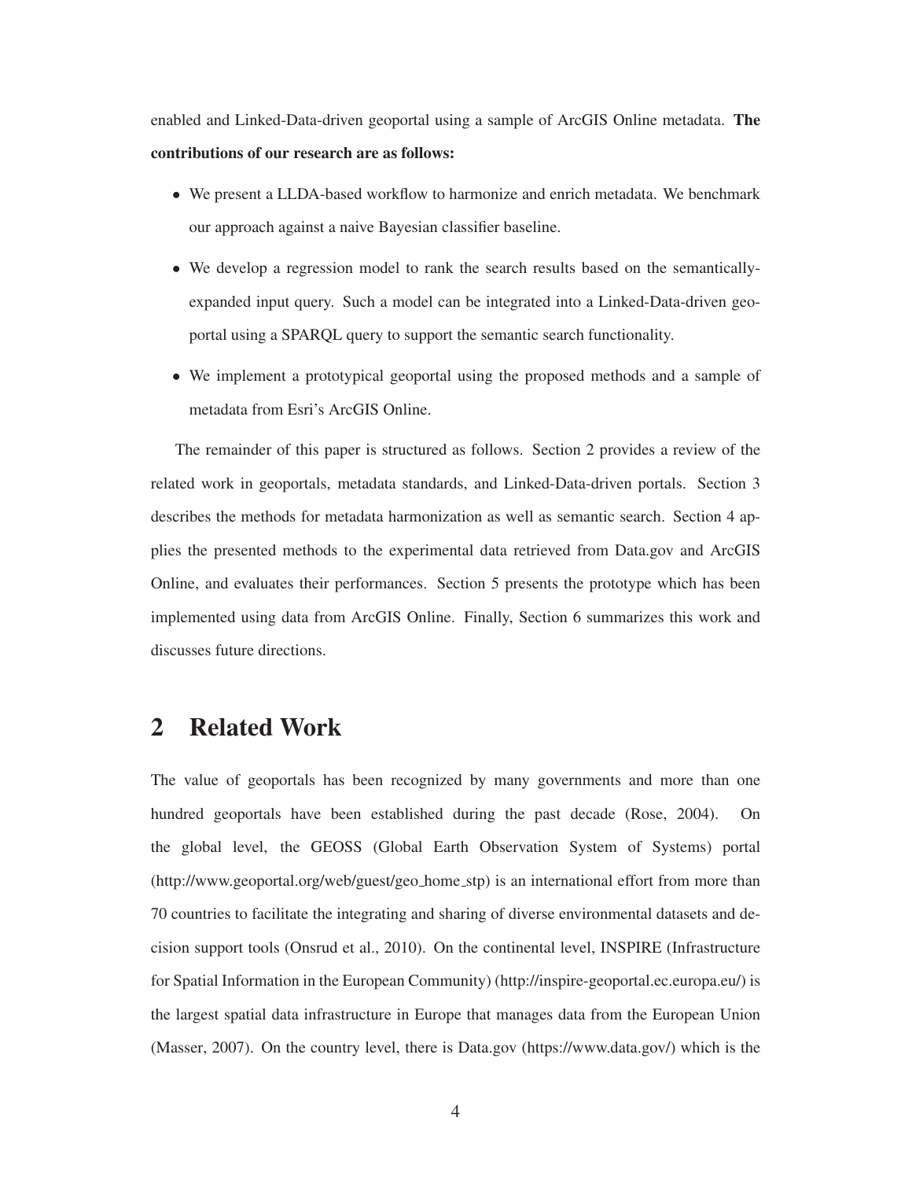enabled and Linked-Data-driven geoportal using a sample of ArcGIS Online metadata. **The contributions of our research are as follows:**

- We present a LLDA-based workflow to harmonize and enrich metadata. We benchmark our approach against a naive Bayesian classifier baseline.
- We develop a regression model to rank the search results based on the semantically-expanded input query. Such a model can be integrated into a Linked-Data-driven geoportal using a SPARQL query to support the semantic search functionality.
- We implement a prototypical geoportal using the proposed methods and a sample of metadata from Esri's ArcGIS Online.

The remainder of this paper is structured as follows. Section 2 provides a review of the related work in geoportals, metadata standards, and Linked-Data-driven portals. Section 3 describes the methods for metadata harmonization as well as semantic search. Section 4 applies the presented methods to the experimental data retrieved from Data.gov and ArcGIS Online, and evaluates their performances. Section 5 presents the prototype which has been implemented using data from ArcGIS Online. Finally, Section 6 summarizes this work and discusses future directions.

# 2 Related Work

The value of geoportals has been recognized by many governments and more than one hundred geoportals have been established during the past decade (Rose, 2004). On the global level, the GEOSS (Global Earth Observation System of Systems) portal (http://www.geoportal.org/web/guest/geo_home_stp) is an international effort from more than 70 countries to facilitate the integrating and sharing of diverse environmental datasets and decision support tools (Onsrud et al., 2010). On the continental level, INSPIRE (Infrastructure for Spatial Information in the European Community) (http://inspire-geoportal.ec.europa.eu/) is the largest spatial data infrastructure in Europe that manages data from the European Union (Masser, 2007). On the country level, there is Data.gov (https://www.data.gov/) which is the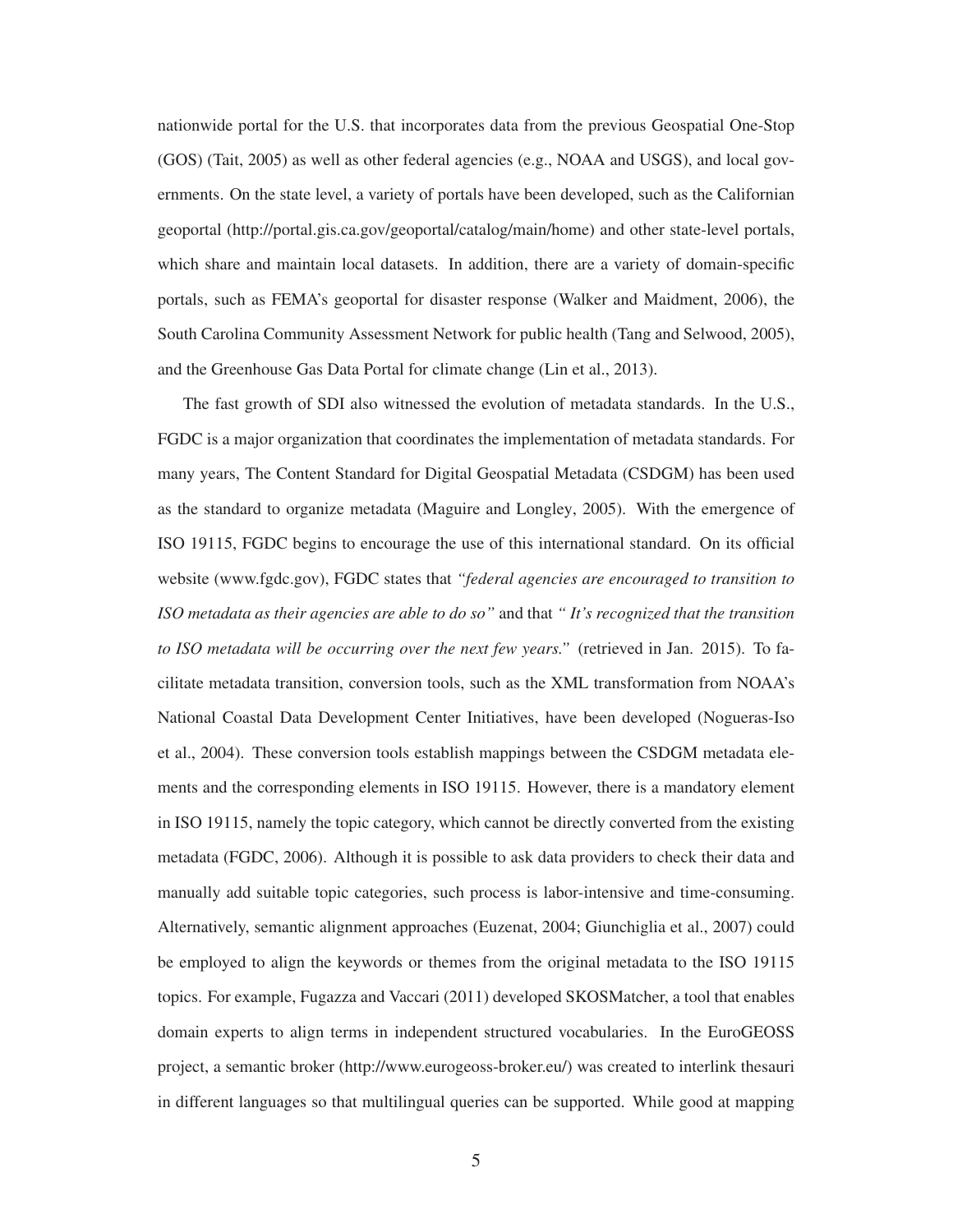nationwide portal for the U.S. that incorporates data from the previous Geospatial One-Stop (GOS) (Tait, 2005) as well as other federal agencies (e.g., NOAA and USGS), and local governments. On the state level, a variety of portals have been developed, such as the Californian geoportal (http://portal.gis.ca.gov/geoportal/catalog/main/home) and other state-level portals, which share and maintain local datasets. In addition, there are a variety of domain-specific portals, such as FEMA's geoportal for disaster response (Walker and Maidment, 2006), the South Carolina Community Assessment Network for public health (Tang and Selwood, 2005), and the Greenhouse Gas Data Portal for climate change (Lin et al., 2013).

The fast growth of SDI also witnessed the evolution of metadata standards. In the U.S., FGDC is a major organization that coordinates the implementation of metadata standards. For many years, The Content Standard for Digital Geospatial Metadata (CSDGM) has been used as the standard to organize metadata (Maguire and Longley, 2005). With the emergence of ISO 19115, FGDC begins to encourage the use of this international standard. On its official website (www.fgdc.gov), FGDC states that *"federal agencies are encouraged to transition to ISO metadata as their agencies are able to do so"* and that *" It's recognized that the transition to ISO metadata will be occurring over the next few years."* (retrieved in Jan. 2015). To facilitate metadata transition, conversion tools, such as the XML transformation from NOAA's National Coastal Data Development Center Initiatives, have been developed (Nogueras-Iso et al., 2004). These conversion tools establish mappings between the CSDGM metadata elements and the corresponding elements in ISO 19115. However, there is a mandatory element in ISO 19115, namely the topic category, which cannot be directly converted from the existing metadata (FGDC, 2006). Although it is possible to ask data providers to check their data and manually add suitable topic categories, such process is labor-intensive and time-consuming. Alternatively, semantic alignment approaches (Euzenat, 2004; Giunchiglia et al., 2007) could be employed to align the keywords or themes from the original metadata to the ISO 19115 topics. For example, Fugazza and Vaccari (2011) developed SKOSMatcher, a tool that enables domain experts to align terms in independent structured vocabularies. In the EuroGEOSS project, a semantic broker (http://www.eurogeoss-broker.eu/) was created to interlink thesauri in different languages so that multilingual queries can be supported. While good at mapping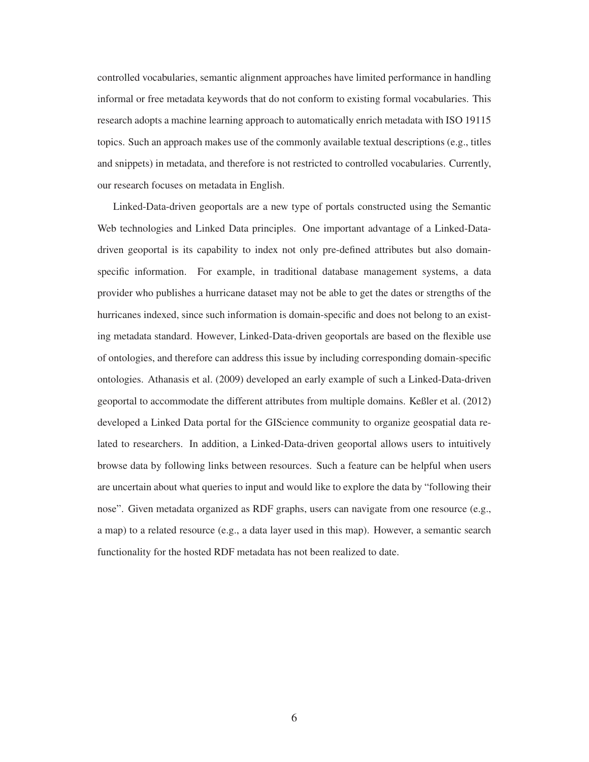controlled vocabularies, semantic alignment approaches have limited performance in handling informal or free metadata keywords that do not conform to existing formal vocabularies. This research adopts a machine learning approach to automatically enrich metadata with ISO 19115 topics. Such an approach makes use of the commonly available textual descriptions (e.g., titles and snippets) in metadata, and therefore is not restricted to controlled vocabularies. Currently, our research focuses on metadata in English.

Linked-Data-driven geoportals are a new type of portals constructed using the Semantic Web technologies and Linked Data principles. One important advantage of a Linked-Data-driven geoportal is its capability to index not only pre-defined attributes but also domain-specific information. For example, in traditional database management systems, a data provider who publishes a hurricane dataset may not be able to get the dates or strengths of the hurricanes indexed, since such information is domain-specific and does not belong to an existing metadata standard. However, Linked-Data-driven geoportals are based on the flexible use of ontologies, and therefore can address this issue by including corresponding domain-specific ontologies. Athanasis et al. (2009) developed an early example of such a Linked-Data-driven geoportal to accommodate the different attributes from multiple domains. Keßler et al. (2012) developed a Linked Data portal for the GIScience community to organize geospatial data related to researchers. In addition, a Linked-Data-driven geoportal allows users to intuitively browse data by following links between resources. Such a feature can be helpful when users are uncertain about what queries to input and would like to explore the data by "following their nose". Given metadata organized as RDF graphs, users can navigate from one resource (e.g., a map) to a related resource (e.g., a data layer used in this map). However, a semantic search functionality for the hosted RDF metadata has not been realized to date.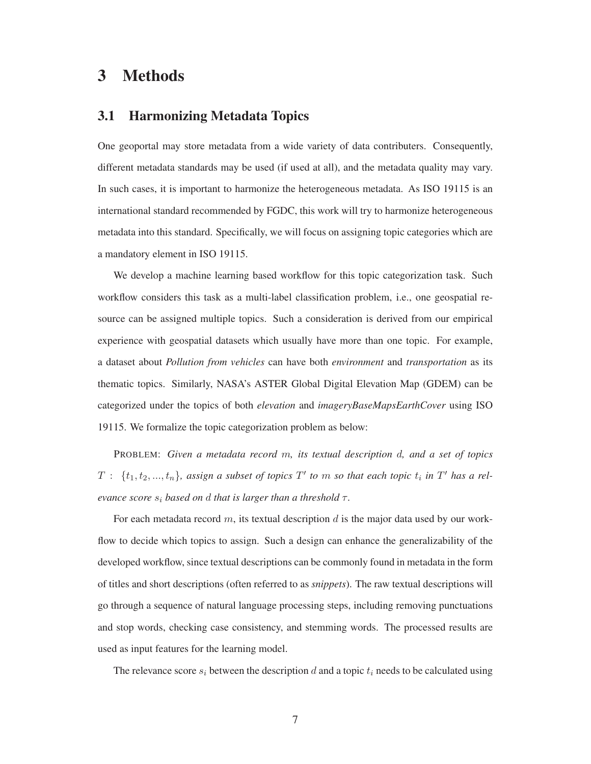# 3 Methods

## 3.1 Harmonizing Metadata Topics

One geoportal may store metadata from a wide variety of data contributers. Consequently, different metadata standards may be used (if used at all), and the metadata quality may vary. In such cases, it is important to harmonize the heterogeneous metadata. As ISO 19115 is an international standard recommended by FGDC, this work will try to harmonize heterogeneous metadata into this standard. Specifically, we will focus on assigning topic categories which are a mandatory element in ISO 19115.

We develop a machine learning based workflow for this topic categorization task. Such workflow considers this task as a multi-label classification problem, i.e., one geospatial resource can be assigned multiple topics. Such a consideration is derived from our empirical experience with geospatial datasets which usually have more than one topic. For example, a dataset about *Pollution from vehicles* can have both *environment* and *transportation* as its thematic topics. Similarly, NASA's ASTER Global Digital Elevation Map (GDEM) can be categorized under the topics of both *elevation* and *imageryBaseMapsEarthCover* using ISO 19115. We formalize the topic categorization problem as below:

PROBLEM: *Given a metadata record $m$, its textual description $d$, and a set of topics $T: \{t_1, t_2, ..., t_n\}$, assign a subset of topics $T'$ to $m$ so that each topic $t_i$ in $T'$ has a relevance score $s_i$ based on $d$ that is larger than a threshold $\tau$.*

For each metadata record $m$, its textual description $d$ is the major data used by our workflow to decide which topics to assign. Such a design can enhance the generalizability of the developed workflow, since textual descriptions can be commonly found in metadata in the form of titles and short descriptions (often referred to as *snippets*). The raw textual descriptions will go through a sequence of natural language processing steps, including removing punctuations and stop words, checking case consistency, and stemming words. The processed results are used as input features for the learning model.

The relevance score $s_i$ between the description $d$ and a topic $t_i$ needs to be calculated using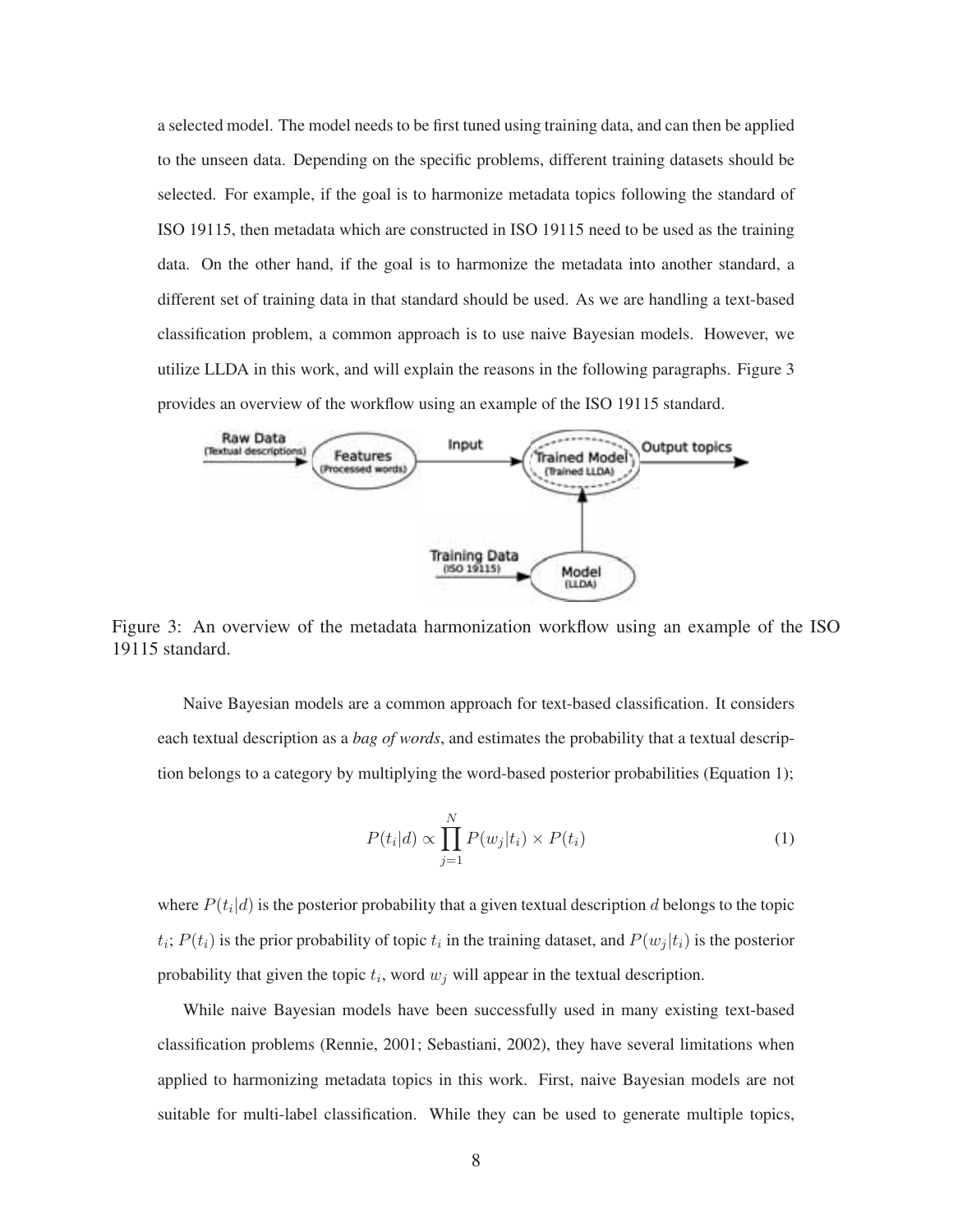a selected model. The model needs to be first tuned using training data, and can then be applied to the unseen data. Depending on the specific problems, different training datasets should be selected. For example, if the goal is to harmonize metadata topics following the standard of ISO 19115, then metadata which are constructed in ISO 19115 need to be used as the training data. On the other hand, if the goal is to harmonize the metadata into another standard, a different set of training data in that standard should be used. As we are handling a text-based classification problem, a common approach is to use naive Bayesian models. However, we utilize LLDA in this work, and will explain the reasons in the following paragraphs. Figure 3 provides an overview of the workflow using an example of the ISO 19115 standard.

Figure 3: An overview of the metadata harmonization workflow using an example of the ISO 19115 standard.

Naive Bayesian models are a common approach for text-based classification. It considers each textual description as a *bag of words*, and estimates the probability that a textual description belongs to a category by multiplying the word-based posterior probabilities (Equation 1);

$$P(t_i|d) \propto \prod_{j=1}^{N} P(w_j|t_i) \times P(t_i) \tag{1}$$

where $P(t_i|d)$ is the posterior probability that a given textual description $d$ belongs to the topic $t_i$; $P(t_i)$ is the prior probability of topic $t_i$ in the training dataset, and $P(w_j|t_i)$ is the posterior probability that given the topic $t_i$, word $w_j$ will appear in the textual description.

While naive Bayesian models have been successfully used in many existing text-based classification problems (Rennie, 2001; Sebastiani, 2002), they have several limitations when applied to harmonizing metadata topics in this work. First, naive Bayesian models are not suitable for multi-label classification. While they can be used to generate multiple topics,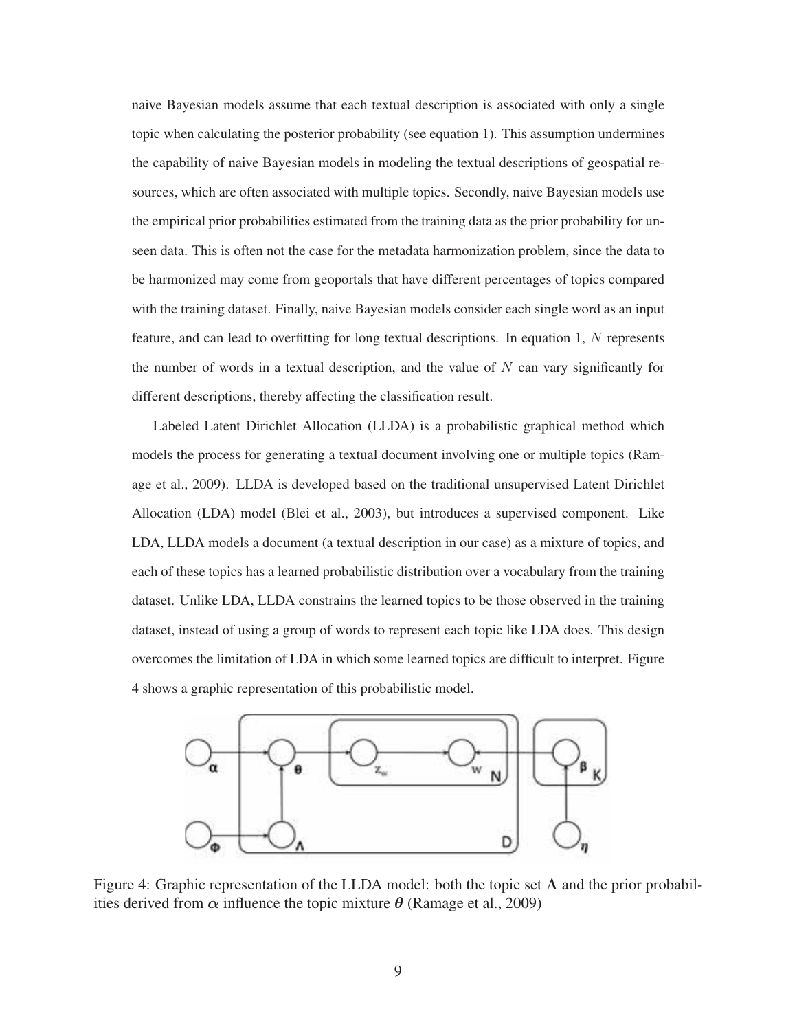naive Bayesian models assume that each textual description is associated with only a single topic when calculating the posterior probability (see equation 1). This assumption undermines the capability of naive Bayesian models in modeling the textual descriptions of geospatial resources, which are often associated with multiple topics. Secondly, naive Bayesian models use the empirical prior probabilities estimated from the training data as the prior probability for unseen data. This is often not the case for the metadata harmonization problem, since the data to be harmonized may come from geoportals that have different percentages of topics compared with the training dataset. Finally, naive Bayesian models consider each single word as an input feature, and can lead to overfitting for long textual descriptions. In equation 1, $N$ represents the number of words in a textual description, and the value of $N$ can vary significantly for different descriptions, thereby affecting the classification result.

Labeled Latent Dirichlet Allocation (LLDA) is a probabilistic graphical method which models the process for generating a textual document involving one or multiple topics (Ramage et al., 2009). LLDA is developed based on the traditional unsupervised Latent Dirichlet Allocation (LDA) model (Blei et al., 2003), but introduces a supervised component. Like LDA, LLDA models a document (a textual description in our case) as a mixture of topics, and each of these topics has a learned probabilistic distribution over a vocabulary from the training dataset. Unlike LDA, LLDA constrains the learned topics to be those observed in the training dataset, instead of using a group of words to represent each topic like LDA does. This design overcomes the limitation of LDA in which some learned topics are difficult to interpret. Figure 4 shows a graphic representation of this probabilistic model.

Figure 4: Graphic representation of the LLDA model: both the topic set $\boldsymbol{\Lambda}$ and the prior probabilities derived from $\boldsymbol{\alpha}$ influence the topic mixture $\boldsymbol{\theta}$ (Ramage et al., 2009)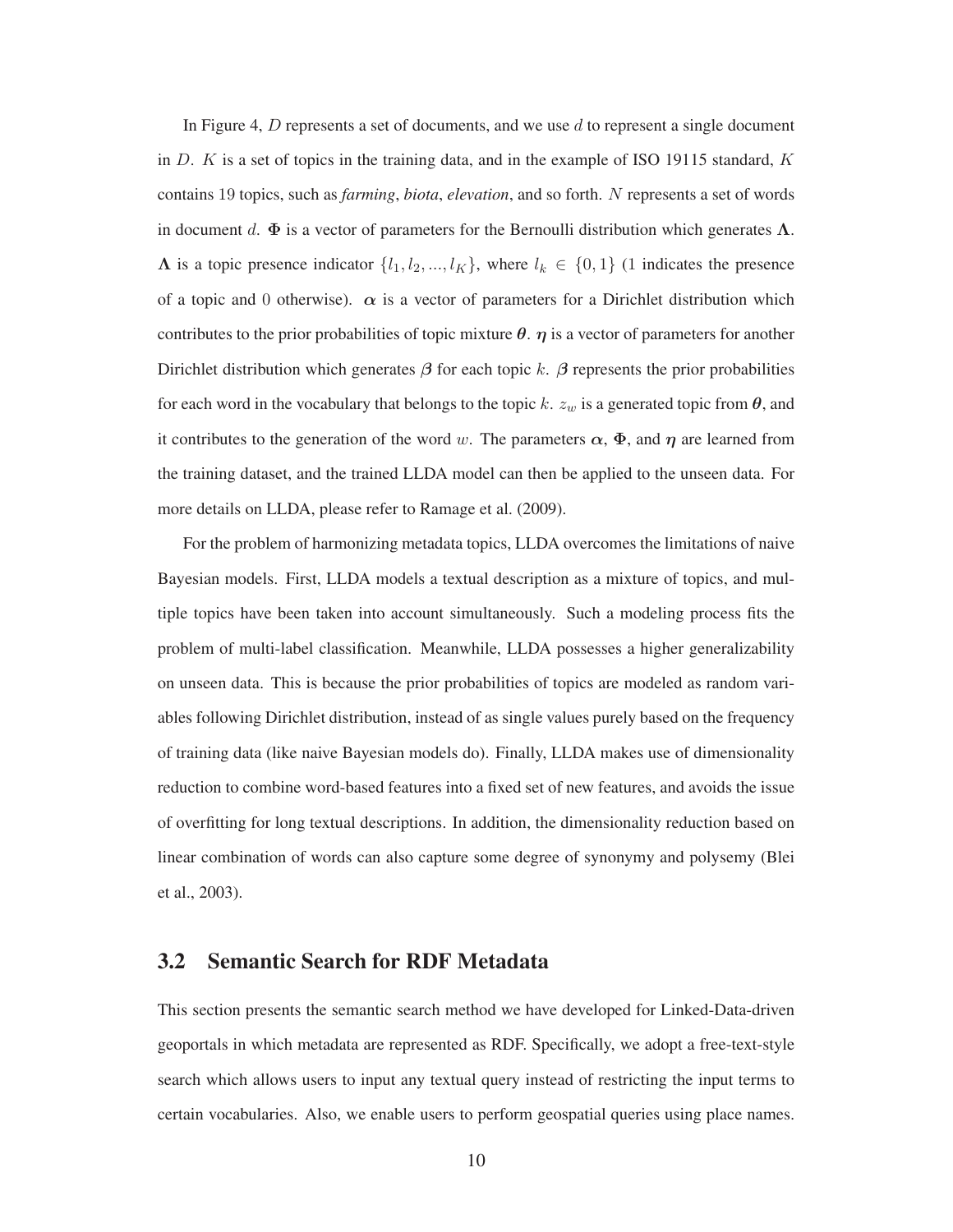In Figure 4, $D$ represents a set of documents, and we use $d$ to represent a single document in $D$. $K$ is a set of topics in the training data, and in the example of ISO 19115 standard, $K$ contains 19 topics, such as *farming*, *biota*, *elevation*, and so forth. $N$ represents a set of words in document $d$. $\mathbf{\Phi}$ is a vector of parameters for the Bernoulli distribution which generates $\mathbf{\Lambda}$. $\mathbf{\Lambda}$ is a topic presence indicator $\{l_1, l_2, ..., l_K\}$, where $l_k \in \{0, 1\}$ (1 indicates the presence of a topic and 0 otherwise). $\boldsymbol{\alpha}$ is a vector of parameters for a Dirichlet distribution which contributes to the prior probabilities of topic mixture $\boldsymbol{\theta}$. $\boldsymbol{\eta}$ is a vector of parameters for another Dirichlet distribution which generates $\boldsymbol{\beta}$ for each topic $k$. $\boldsymbol{\beta}$ represents the prior probabilities for each word in the vocabulary that belongs to the topic $k$. $z_w$ is a generated topic from $\boldsymbol{\theta}$, and it contributes to the generation of the word $w$. The parameters $\boldsymbol{\alpha}$, $\mathbf{\Phi}$, and $\boldsymbol{\eta}$ are learned from the training dataset, and the trained LLDA model can then be applied to the unseen data. For more details on LLDA, please refer to Ramage et al. (2009).

For the problem of harmonizing metadata topics, LLDA overcomes the limitations of naive Bayesian models. First, LLDA models a textual description as a mixture of topics, and multiple topics have been taken into account simultaneously. Such a modeling process fits the problem of multi-label classification. Meanwhile, LLDA possesses a higher generalizability on unseen data. This is because the prior probabilities of topics are modeled as random variables following Dirichlet distribution, instead of as single values purely based on the frequency of training data (like naive Bayesian models do). Finally, LLDA makes use of dimensionality reduction to combine word-based features into a fixed set of new features, and avoids the issue of overfitting for long textual descriptions. In addition, the dimensionality reduction based on linear combination of words can also capture some degree of synonymy and polysemy (Blei et al., 2003).

## 3.2 Semantic Search for RDF Metadata

This section presents the semantic search method we have developed for Linked-Data-driven geoportals in which metadata are represented as RDF. Specifically, we adopt a free-text-style search which allows users to input any textual query instead of restricting the input terms to certain vocabularies. Also, we enable users to perform geospatial queries using place names.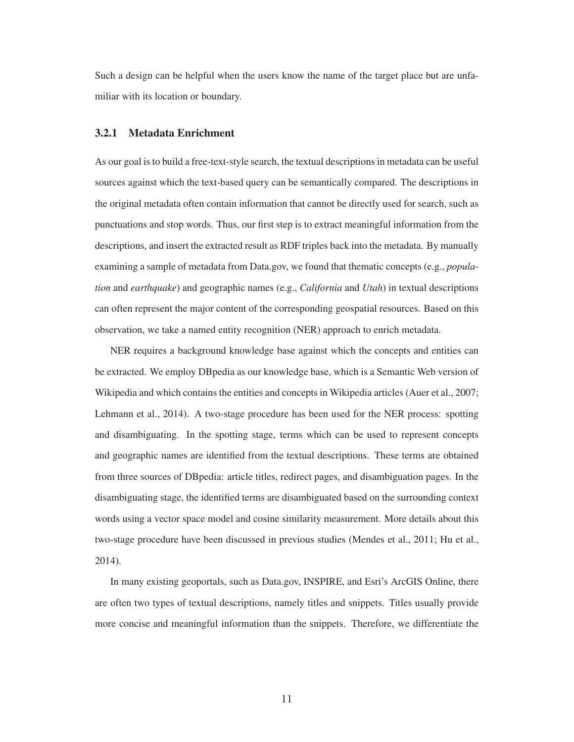Such a design can be helpful when the users know the name of the target place but are unfamiliar with its location or boundary.

### 3.2.1 Metadata Enrichment

As our goal is to build a free-text-style search, the textual descriptions in metadata can be useful sources against which the text-based query can be semantically compared. The descriptions in the original metadata often contain information that cannot be directly used for search, such as punctuations and stop words. Thus, our first step is to extract meaningful information from the descriptions, and insert the extracted result as RDF triples back into the metadata. By manually examining a sample of metadata from Data.gov, we found that thematic concepts (e.g., *population* and *earthquake*) and geographic names (e.g., *California* and *Utah*) in textual descriptions can often represent the major content of the corresponding geospatial resources. Based on this observation, we take a named entity recognition (NER) approach to enrich metadata.

NER requires a background knowledge base against which the concepts and entities can be extracted. We employ DBpedia as our knowledge base, which is a Semantic Web version of Wikipedia and which contains the entities and concepts in Wikipedia articles (Auer et al., 2007; Lehmann et al., 2014). A two-stage procedure has been used for the NER process: spotting and disambiguating. In the spotting stage, terms which can be used to represent concepts and geographic names are identified from the textual descriptions. These terms are obtained from three sources of DBpedia: article titles, redirect pages, and disambiguation pages. In the disambiguating stage, the identified terms are disambiguated based on the surrounding context words using a vector space model and cosine similarity measurement. More details about this two-stage procedure have been discussed in previous studies (Mendes et al., 2011; Hu et al., 2014).

In many existing geoportals, such as Data.gov, INSPIRE, and Esri's ArcGIS Online, there are often two types of textual descriptions, namely titles and snippets. Titles usually provide more concise and meaningful information than the snippets. Therefore, we differentiate the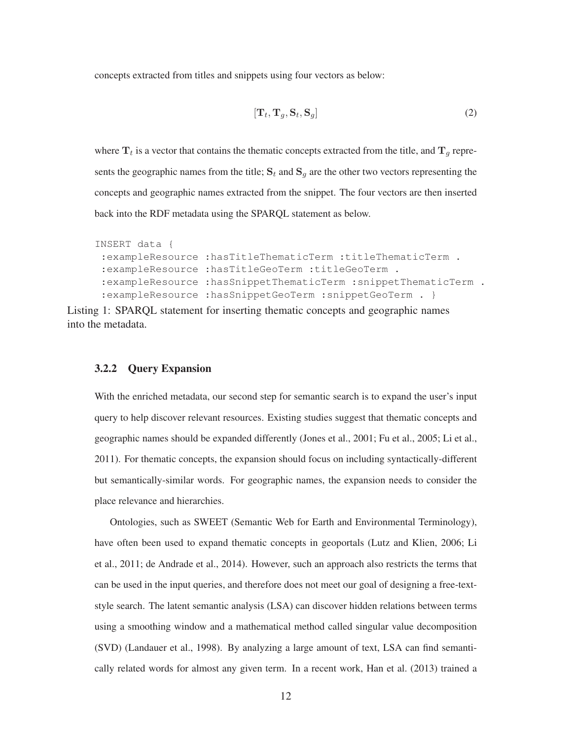concepts extracted from titles and snippets using four vectors as below:

$$[\mathbf{T}_t, \mathbf{T}_g, \mathbf{S}_t, \mathbf{S}_g] \tag{2}$$

where $\mathbf{T}_t$ is a vector that contains the thematic concepts extracted from the title, and $\mathbf{T}_g$ represents the geographic names from the title; $\mathbf{S}_t$ and $\mathbf{S}_g$ are the other two vectors representing the concepts and geographic names extracted from the snippet. The four vectors are then inserted back into the RDF metadata using the SPARQL statement as below.

```
INSERT data {
 :exampleResource :hasTitleThematicTerm :titleThematicTerm .
 :exampleResource :hasTitleGeoTerm :titleGeoTerm .
 :exampleResource :hasSnippetThematicTerm :snippetThematicTerm .
 :exampleResource :hasSnippetGeoTerm :snippetGeoTerm . }
```

Listing 1: SPARQL statement for inserting thematic concepts and geographic names into the metadata.

### 3.2.2 Query Expansion

With the enriched metadata, our second step for semantic search is to expand the user's input query to help discover relevant resources. Existing studies suggest that thematic concepts and geographic names should be expanded differently (Jones et al., 2001; Fu et al., 2005; Li et al., 2011). For thematic concepts, the expansion should focus on including syntactically-different but semantically-similar words. For geographic names, the expansion needs to consider the place relevance and hierarchies.

Ontologies, such as SWEET (Semantic Web for Earth and Environmental Terminology), have often been used to expand thematic concepts in geoportals (Lutz and Klien, 2006; Li et al., 2011; de Andrade et al., 2014). However, such an approach also restricts the terms that can be used in the input queries, and therefore does not meet our goal of designing a free-text-style search. The latent semantic analysis (LSA) can discover hidden relations between terms using a smoothing window and a mathematical method called singular value decomposition (SVD) (Landauer et al., 1998). By analyzing a large amount of text, LSA can find semantically related words for almost any given term. In a recent work, Han et al. (2013) trained a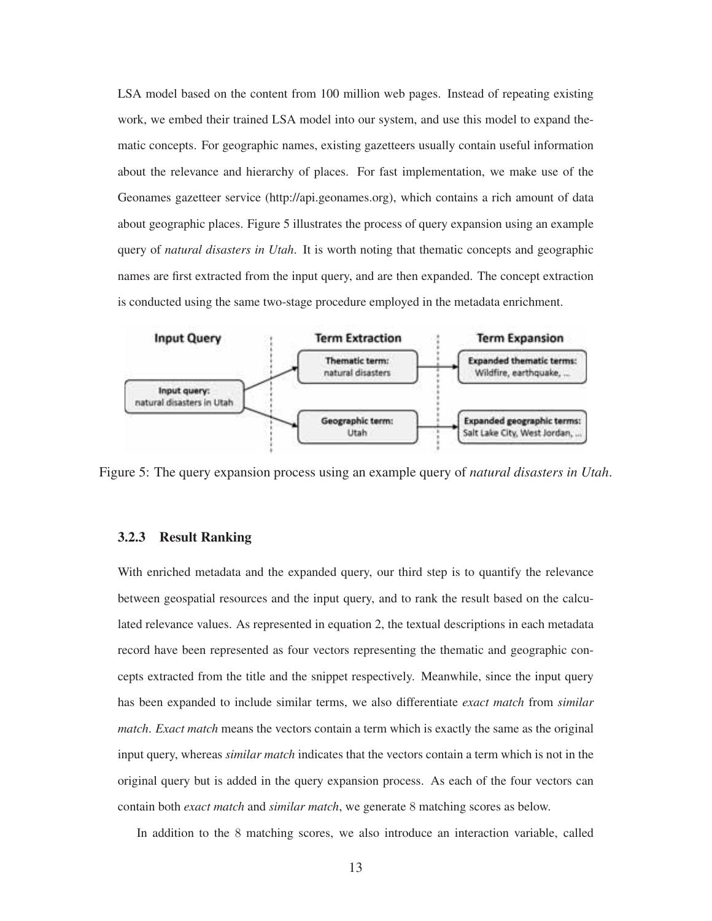LSA model based on the content from 100 million web pages. Instead of repeating existing work, we embed their trained LSA model into our system, and use this model to expand thematic concepts. For geographic names, existing gazetteers usually contain useful information about the relevance and hierarchy of places. For fast implementation, we make use of the Geonames gazetteer service (http://api.geonames.org), which contains a rich amount of data about geographic places. Figure 5 illustrates the process of query expansion using an example query of *natural disasters in Utah*. It is worth noting that thematic concepts and geographic names are first extracted from the input query, and are then expanded. The concept extraction is conducted using the same two-stage procedure employed in the metadata enrichment.

Figure 5: The query expansion process using an example query of *natural disasters in Utah*.

### 3.2.3 Result Ranking

With enriched metadata and the expanded query, our third step is to quantify the relevance between geospatial resources and the input query, and to rank the result based on the calculated relevance values. As represented in equation 2, the textual descriptions in each metadata record have been represented as four vectors representing the thematic and geographic concepts extracted from the title and the snippet respectively. Meanwhile, since the input query has been expanded to include similar terms, we also differentiate *exact match* from *similar match*. *Exact match* means the vectors contain a term which is exactly the same as the original input query, whereas *similar match* indicates that the vectors contain a term which is not in the original query but is added in the query expansion process. As each of the four vectors can contain both *exact match* and *similar match*, we generate 8 matching scores as below.

In addition to the 8 matching scores, we also introduce an interaction variable, called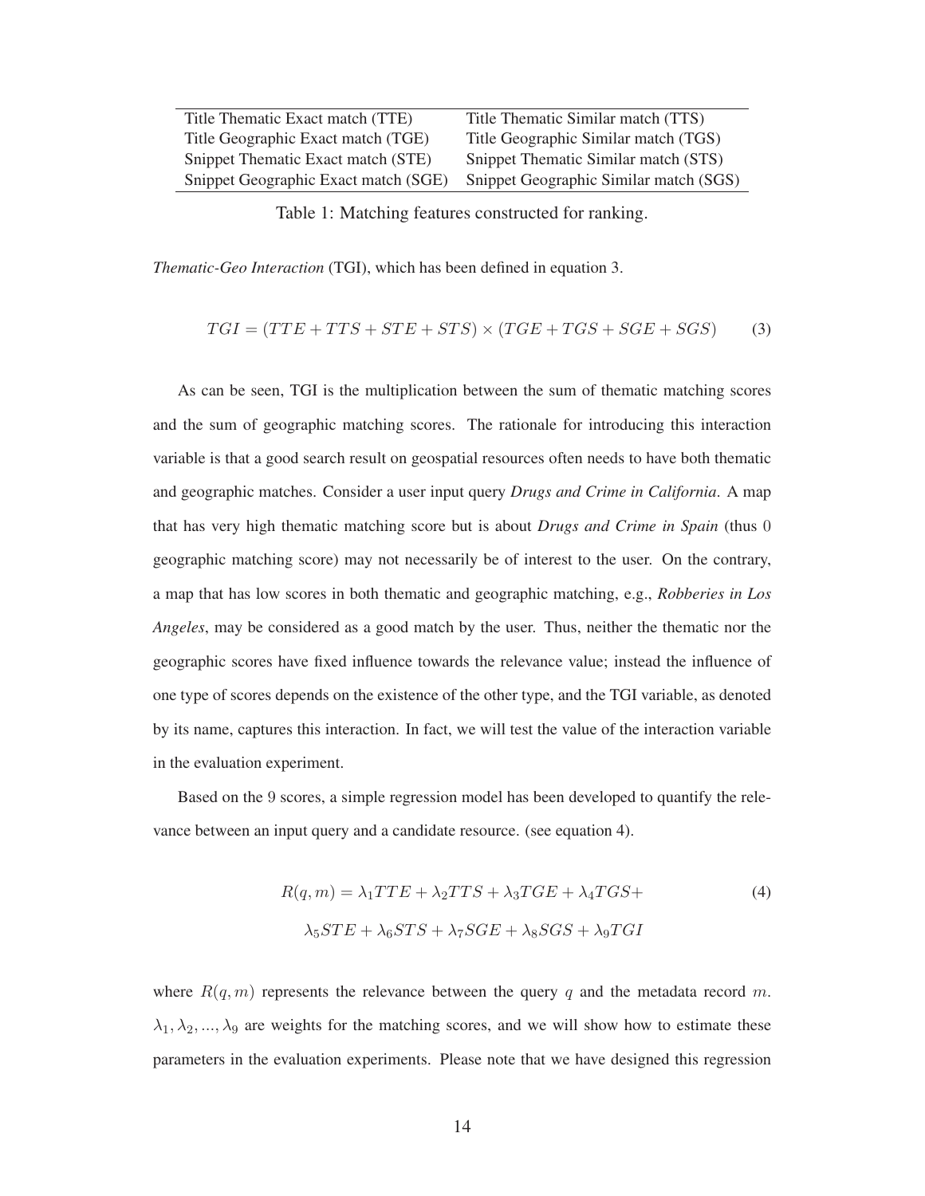| Title Thematic Exact match (TTE) | Title Thematic Similar match (TTS) |
|---|---|
| Title Geographic Exact match (TGE) | Title Geographic Similar match (TGS) |
| Snippet Thematic Exact match (STE) | Snippet Thematic Similar match (STS) |
| Snippet Geographic Exact match (SGE) | Snippet Geographic Similar match (SGS) |

Table 1: Matching features constructed for ranking.

*Thematic-Geo Interaction* (TGI), which has been defined in equation 3.

$$TGI = (TTE + TTS + STE + STS) \times (TGE + TGS + SGE + SGS) \tag{3}$$

As can be seen, TGI is the multiplication between the sum of thematic matching scores and the sum of geographic matching scores. The rationale for introducing this interaction variable is that a good search result on geospatial resources often needs to have both thematic and geographic matches. Consider a user input query *Drugs and Crime in California*. A map that has very high thematic matching score but is about *Drugs and Crime in Spain* (thus $0$ geographic matching score) may not necessarily be of interest to the user. On the contrary, a map that has low scores in both thematic and geographic matching, e.g., *Robberies in Los Angeles*, may be considered as a good match by the user. Thus, neither the thematic nor the geographic scores have fixed influence towards the relevance value; instead the influence of one type of scores depends on the existence of the other type, and the TGI variable, as denoted by its name, captures this interaction. In fact, we will test the value of the interaction variable in the evaluation experiment.

Based on the $9$ scores, a simple regression model has been developed to quantify the relevance between an input query and a candidate resource. (see equation 4).

$$\begin{aligned} R(q,m) = \lambda_1 TTE + \lambda_2 TTS + \lambda_3 TGE + \lambda_4 TGS + \\ \lambda_5 STE + \lambda_6 STS + \lambda_7 SGE + \lambda_8 SGS + \lambda_9 TGI \end{aligned} \tag{4}$$

where $R(q,m)$ represents the relevance between the query $q$ and the metadata record $m$. $\lambda_1, \lambda_2, ..., \lambda_9$ are weights for the matching scores, and we will show how to estimate these parameters in the evaluation experiments. Please note that we have designed this regression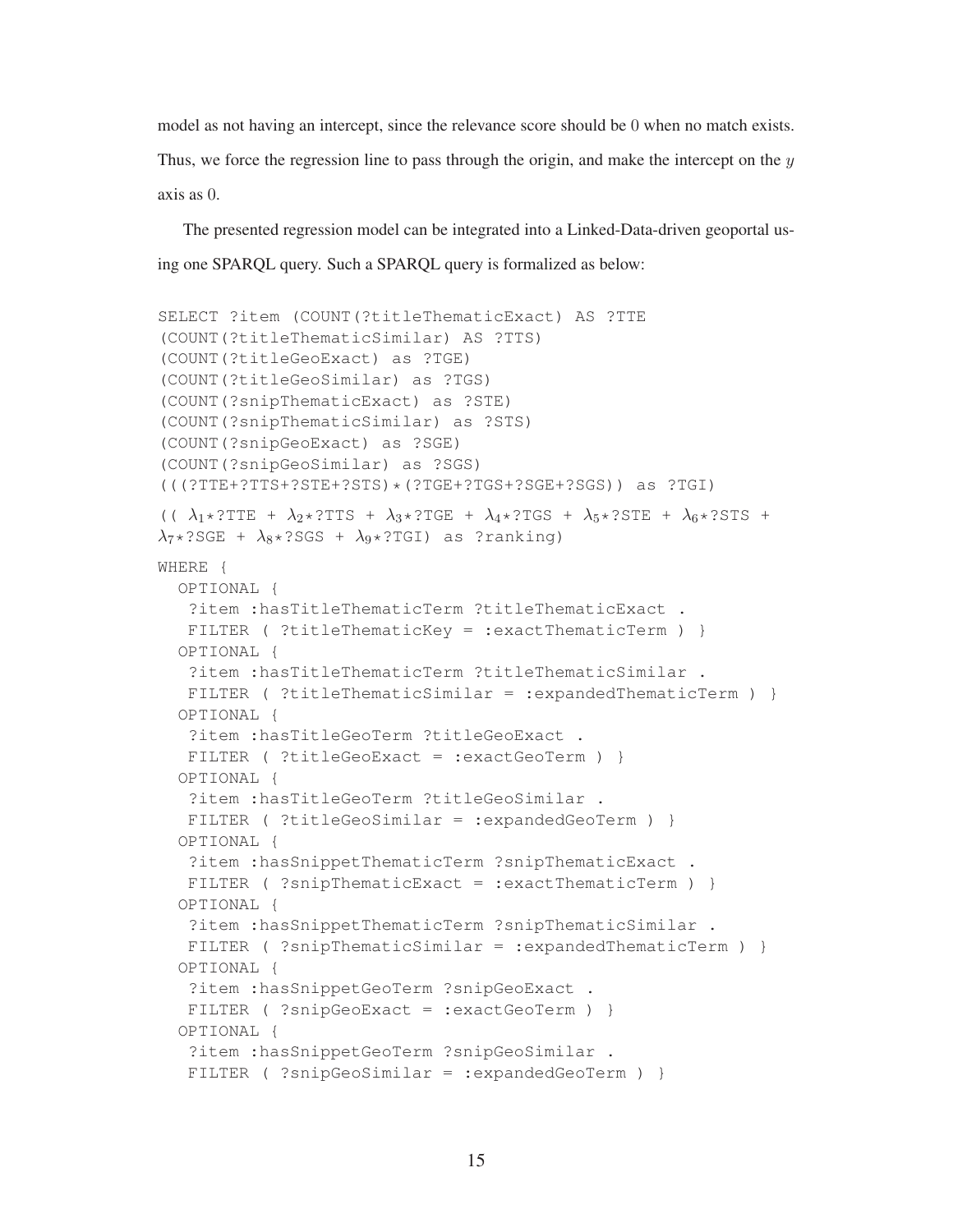model as not having an intercept, since the relevance score should be 0 when no match exists. Thus, we force the regression line to pass through the origin, and make the intercept on the $y$ axis as 0.

The presented regression model can be integrated into a Linked-Data-driven geoportal using one SPARQL query. Such a SPARQL query is formalized as below:

```
SELECT ?item (COUNT(?titleThematicExact) AS ?TTE
(COUNT(?titleThematicSimilar) AS ?TTS)
(COUNT(?titleGeoExact) as ?TGE)
(COUNT(?titleGeoSimilar) as ?TGS)
(COUNT(?snipThematicExact) as ?STE)
(COUNT(?snipThematicSimilar) as ?STS)
(COUNT(?snipGeoExact) as ?SGE)
(COUNT(?snipGeoSimilar) as ?SGS)
(((?TTE+?TTS+?STE+?STS)*(?TGE+?TGS+?SGE+?SGS)) as ?TGI)
(( λ1*?TTE + λ2*?TTS + λ3*?TGE + λ4*?TGS + λ5*?STE + λ6*?STS +
λ7*?SGE + λ8*?SGS + λ9*?TGI) as ?ranking)
WHERE {
  OPTIONAL {
   ?item :hasTitleThematicTerm ?titleThematicExact .
   FILTER ( ?titleThematicKey = :exactThematicTerm ) }
  OPTIONAL {
   ?item :hasTitleThematicTerm ?titleThematicSimilar .
   FILTER ( ?titleThematicSimilar = :expandedThematicTerm ) }
  OPTIONAL {
   ?item :hasTitleGeoTerm ?titleGeoExact .
   FILTER ( ?titleGeoExact = :exactGeoTerm ) }
  OPTIONAL {
   ?item :hasTitleGeoTerm ?titleGeoSimilar .
   FILTER ( ?titleGeoSimilar = :expandedGeoTerm ) }
  OPTIONAL {
   ?item :hasSnippetThematicTerm ?snipThematicExact .
   FILTER ( ?snipThematicExact = :exactThematicTerm ) }
  OPTIONAL {
   ?item :hasSnippetThematicTerm ?snipThematicSimilar .
   FILTER ( ?snipThematicSimilar = :expandedThematicTerm ) }
  OPTIONAL {
   ?item :hasSnippetGeoTerm ?snipGeoExact .
   FILTER ( ?snipGeoExact = :exactGeoTerm ) }
  OPTIONAL {
   ?item :hasSnippetGeoTerm ?snipGeoSimilar .
   FILTER ( ?snipGeoSimilar = :expandedGeoTerm ) }
```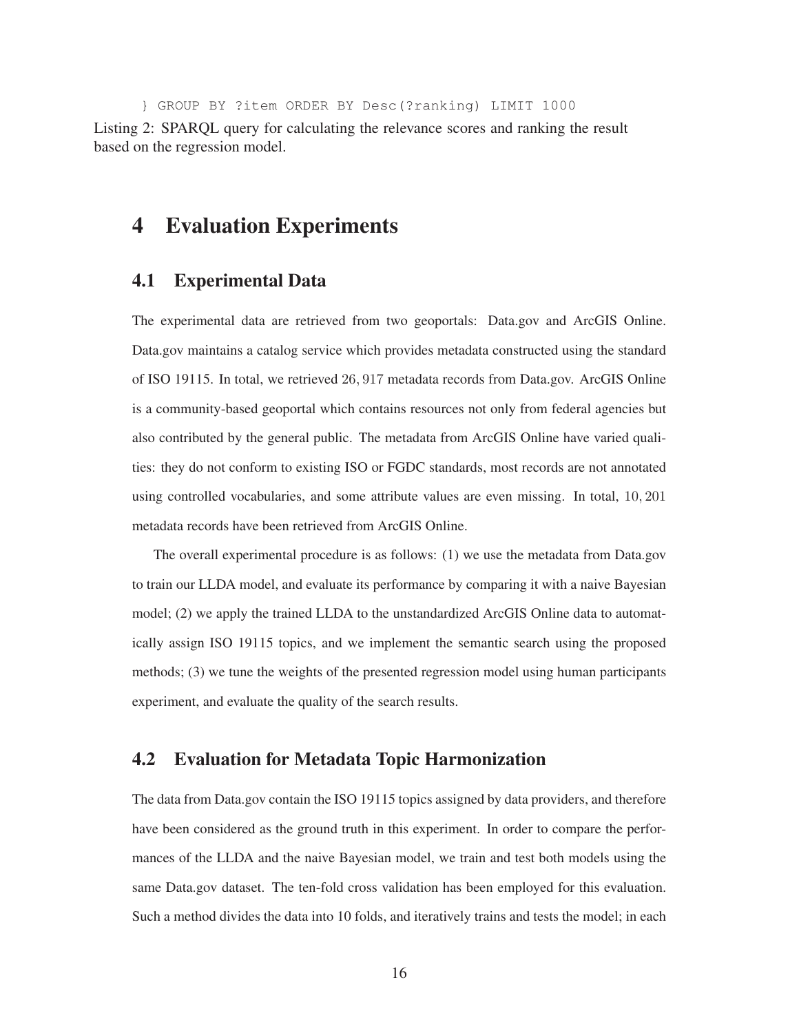```
} GROUP BY ?item ORDER BY Desc(?ranking) LIMIT 1000
```

Listing 2: SPARQL query for calculating the relevance scores and ranking the result based on the regression model.

# 4 Evaluation Experiments

## 4.1 Experimental Data

The experimental data are retrieved from two geoportals: Data.gov and ArcGIS Online. Data.gov maintains a catalog service which provides metadata constructed using the standard of ISO 19115. In total, we retrieved $26,917$ metadata records from Data.gov. ArcGIS Online is a community-based geoportal which contains resources not only from federal agencies but also contributed by the general public. The metadata from ArcGIS Online have varied qualities: they do not conform to existing ISO or FGDC standards, most records are not annotated using controlled vocabularies, and some attribute values are even missing. In total, $10,201$ metadata records have been retrieved from ArcGIS Online.

The overall experimental procedure is as follows: (1) we use the metadata from Data.gov to train our LLDA model, and evaluate its performance by comparing it with a naive Bayesian model; (2) we apply the trained LLDA to the unstandardized ArcGIS Online data to automatically assign ISO 19115 topics, and we implement the semantic search using the proposed methods; (3) we tune the weights of the presented regression model using human participants experiment, and evaluate the quality of the search results.

## 4.2 Evaluation for Metadata Topic Harmonization

The data from Data.gov contain the ISO 19115 topics assigned by data providers, and therefore have been considered as the ground truth in this experiment. In order to compare the performances of the LLDA and the naive Bayesian model, we train and test both models using the same Data.gov dataset. The ten-fold cross validation has been employed for this evaluation. Such a method divides the data into 10 folds, and iteratively trains and tests the model; in each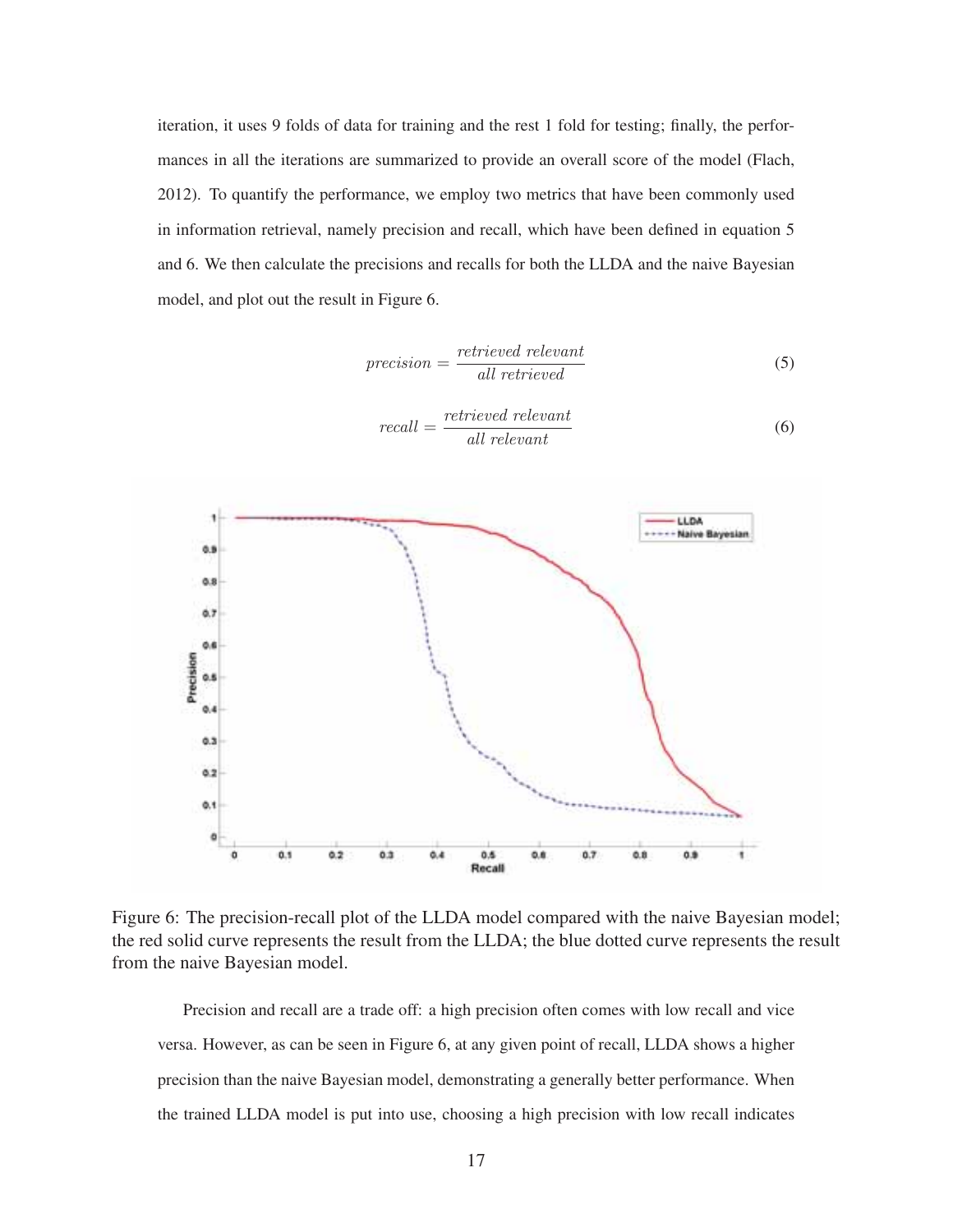iteration, it uses 9 folds of data for training and the rest 1 fold for testing; finally, the performances in all the iterations are summarized to provide an overall score of the model (Flach, 2012). To quantify the performance, we employ two metrics that have been commonly used in information retrieval, namely precision and recall, which have been defined in equation 5 and 6. We then calculate the precisions and recalls for both the LLDA and the naive Bayesian model, and plot out the result in Figure 6.

$$precision = \frac{retrieved\ relevant}{all\ retrieved} \tag{5}$$

$$recall = \frac{retrieved\ relevant}{all\ relevant} \tag{6}$$

Figure 6: The precision-recall plot of the LLDA model compared with the naive Bayesian model; the red solid curve represents the result from the LLDA; the blue dotted curve represents the result from the naive Bayesian model.

Precision and recall are a trade off: a high precision often comes with low recall and vice versa. However, as can be seen in Figure 6, at any given point of recall, LLDA shows a higher precision than the naive Bayesian model, demonstrating a generally better performance. When the trained LLDA model is put into use, choosing a high precision with low recall indicates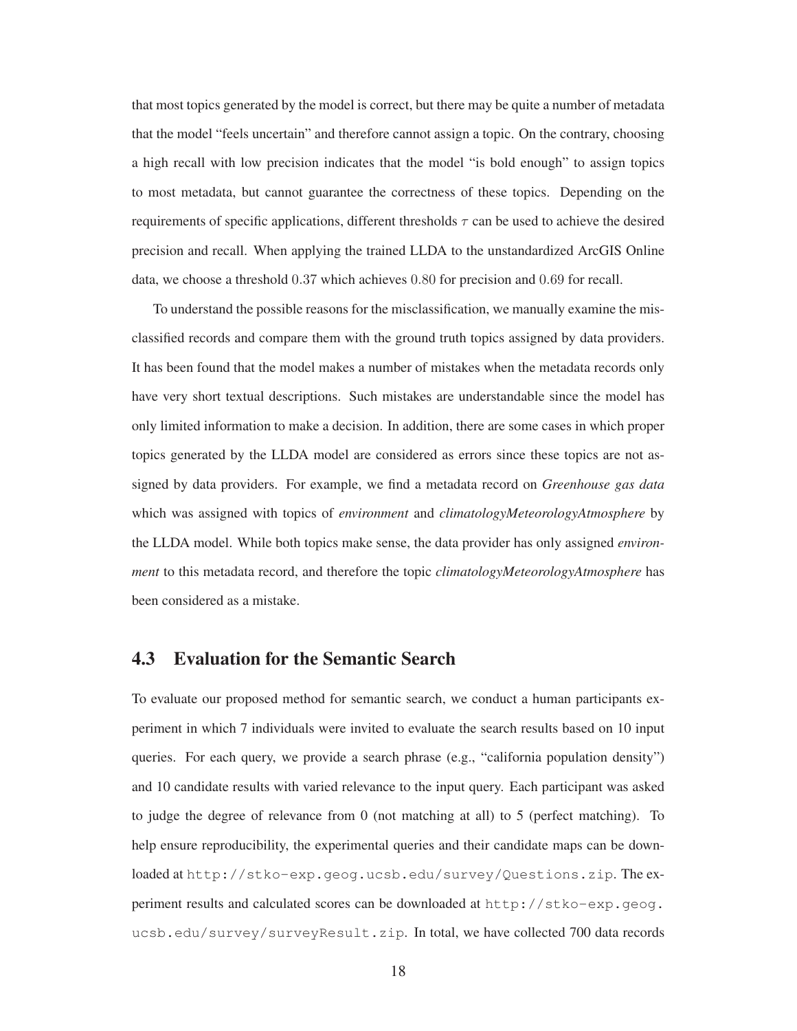that most topics generated by the model is correct, but there may be quite a number of metadata that the model "feels uncertain" and therefore cannot assign a topic. On the contrary, choosing a high recall with low precision indicates that the model "is bold enough" to assign topics to most metadata, but cannot guarantee the correctness of these topics. Depending on the requirements of specific applications, different thresholds $\tau$ can be used to achieve the desired precision and recall. When applying the trained LLDA to the unstandardized ArcGIS Online data, we choose a threshold $0.37$ which achieves $0.80$ for precision and $0.69$ for recall.

To understand the possible reasons for the misclassification, we manually examine the misclassified records and compare them with the ground truth topics assigned by data providers. It has been found that the model makes a number of mistakes when the metadata records only have very short textual descriptions. Such mistakes are understandable since the model has only limited information to make a decision. In addition, there are some cases in which proper topics generated by the LLDA model are considered as errors since these topics are not assigned by data providers. For example, we find a metadata record on *Greenhouse gas data* which was assigned with topics of *environment* and *climatologyMeteorologyAtmosphere* by the LLDA model. While both topics make sense, the data provider has only assigned *environment* to this metadata record, and therefore the topic *climatologyMeteorologyAtmosphere* has been considered as a mistake.

## 4.3 Evaluation for the Semantic Search

To evaluate our proposed method for semantic search, we conduct a human participants experiment in which 7 individuals were invited to evaluate the search results based on 10 input queries. For each query, we provide a search phrase (e.g., "california population density") and 10 candidate results with varied relevance to the input query. Each participant was asked to judge the degree of relevance from 0 (not matching at all) to 5 (perfect matching). To help ensure reproducibility, the experimental queries and their candidate maps can be downloaded at `http://stko-exp.geog.ucsb.edu/survey/Questions.zip`. The experiment results and calculated scores can be downloaded at `http://stko-exp.geog.ucsb.edu/survey/surveyResult.zip`. In total, we have collected 700 data records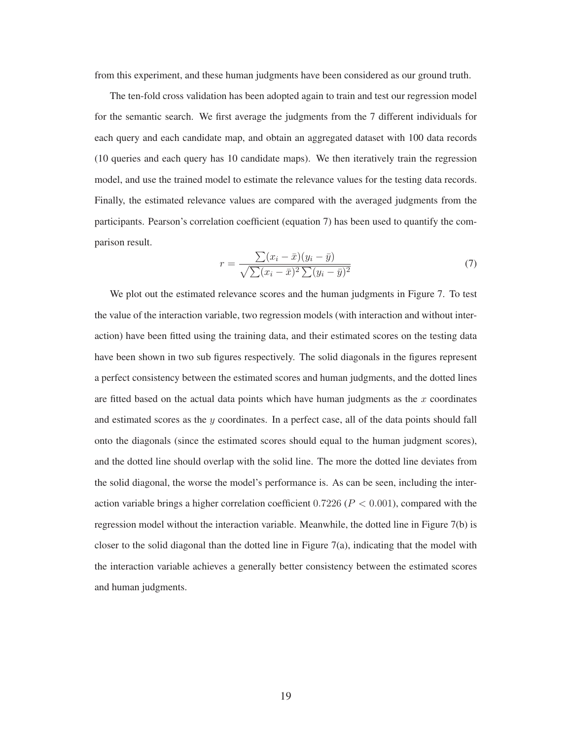from this experiment, and these human judgments have been considered as our ground truth.

The ten-fold cross validation has been adopted again to train and test our regression model for the semantic search. We first average the judgments from the 7 different individuals for each query and each candidate map, and obtain an aggregated dataset with 100 data records (10 queries and each query has 10 candidate maps). We then iteratively train the regression model, and use the trained model to estimate the relevance values for the testing data records. Finally, the estimated relevance values are compared with the averaged judgments from the participants. Pearson's correlation coefficient (equation 7) has been used to quantify the comparison result.

$$r = \frac{\sum(x_i - \bar{x})(y_i - \bar{y})}{\sqrt{\sum(x_i - \bar{x})^2 \sum(y_i - \bar{y})^2}} \tag{7}$$

We plot out the estimated relevance scores and the human judgments in Figure 7. To test the value of the interaction variable, two regression models (with interaction and without interaction) have been fitted using the training data, and their estimated scores on the testing data have been shown in two sub figures respectively. The solid diagonals in the figures represent a perfect consistency between the estimated scores and human judgments, and the dotted lines are fitted based on the actual data points which have human judgments as the $x$ coordinates and estimated scores as the $y$ coordinates. In a perfect case, all of the data points should fall onto the diagonals (since the estimated scores should equal to the human judgment scores), and the dotted line should overlap with the solid line. The more the dotted line deviates from the solid diagonal, the worse the model's performance is. As can be seen, including the interaction variable brings a higher correlation coefficient $0.7226$ ($P < 0.001$), compared with the regression model without the interaction variable. Meanwhile, the dotted line in Figure 7(b) is closer to the solid diagonal than the dotted line in Figure 7(a), indicating that the model with the interaction variable achieves a generally better consistency between the estimated scores and human judgments.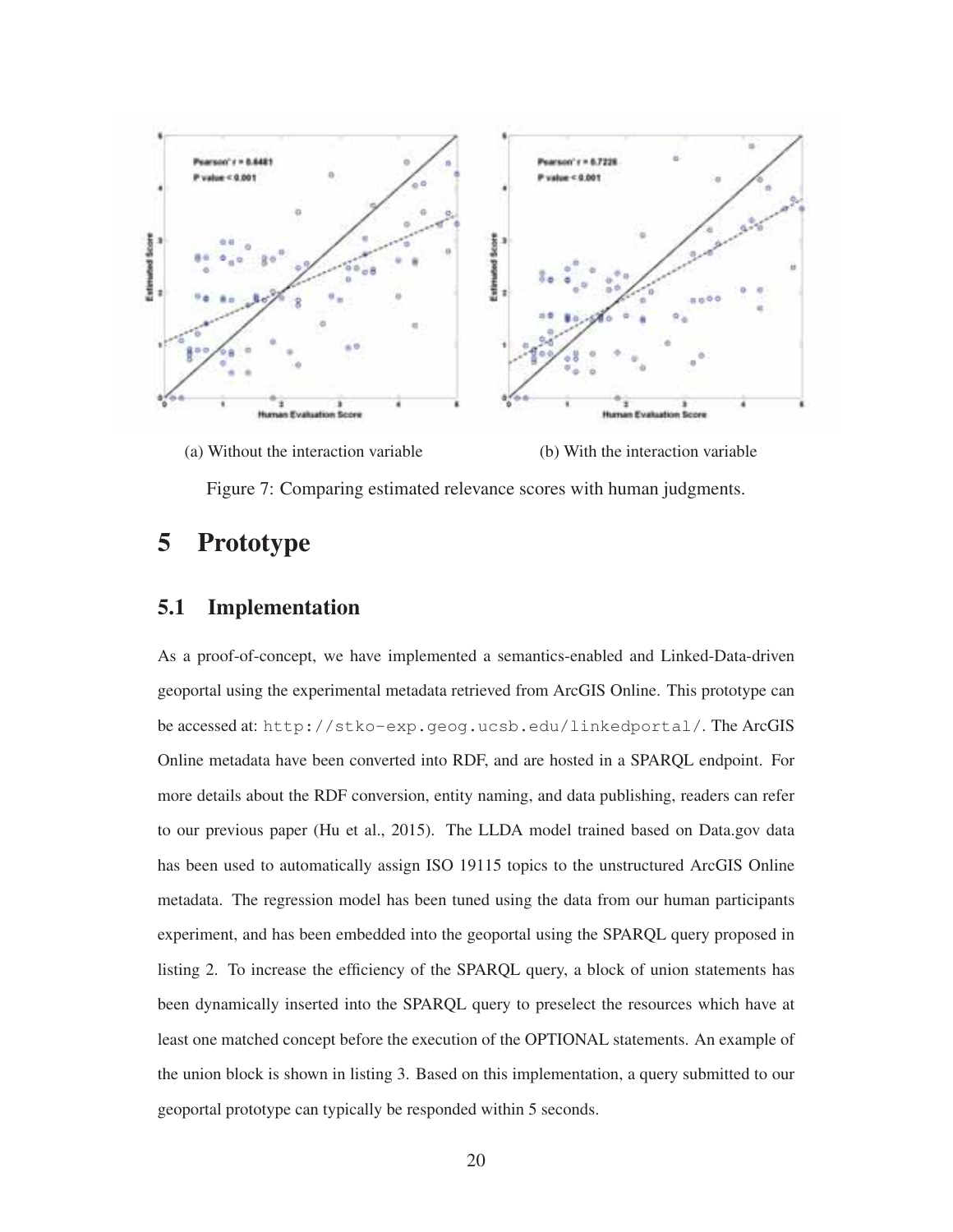(a) Without the interaction variable

(b) With the interaction variable

Figure 7: Comparing estimated relevance scores with human judgments.

# 5 Prototype

## 5.1 Implementation

As a proof-of-concept, we have implemented a semantics-enabled and Linked-Data-driven geoportal using the experimental metadata retrieved from ArcGIS Online. This prototype can be accessed at: http://stko-exp.geog.ucsb.edu/linkedportal/. The ArcGIS Online metadata have been converted into RDF, and are hosted in a SPARQL endpoint. For more details about the RDF conversion, entity naming, and data publishing, readers can refer to our previous paper (Hu et al., 2015). The LLDA model trained based on Data.gov data has been used to automatically assign ISO 19115 topics to the unstructured ArcGIS Online metadata. The regression model has been tuned using the data from our human participants experiment, and has been embedded into the geoportal using the SPARQL query proposed in listing 2. To increase the efficiency of the SPARQL query, a block of union statements has been dynamically inserted into the SPARQL query to preselect the resources which have at least one matched concept before the execution of the OPTIONAL statements. An example of the union block is shown in listing 3. Based on this implementation, a query submitted to our geoportal prototype can typically be responded within 5 seconds.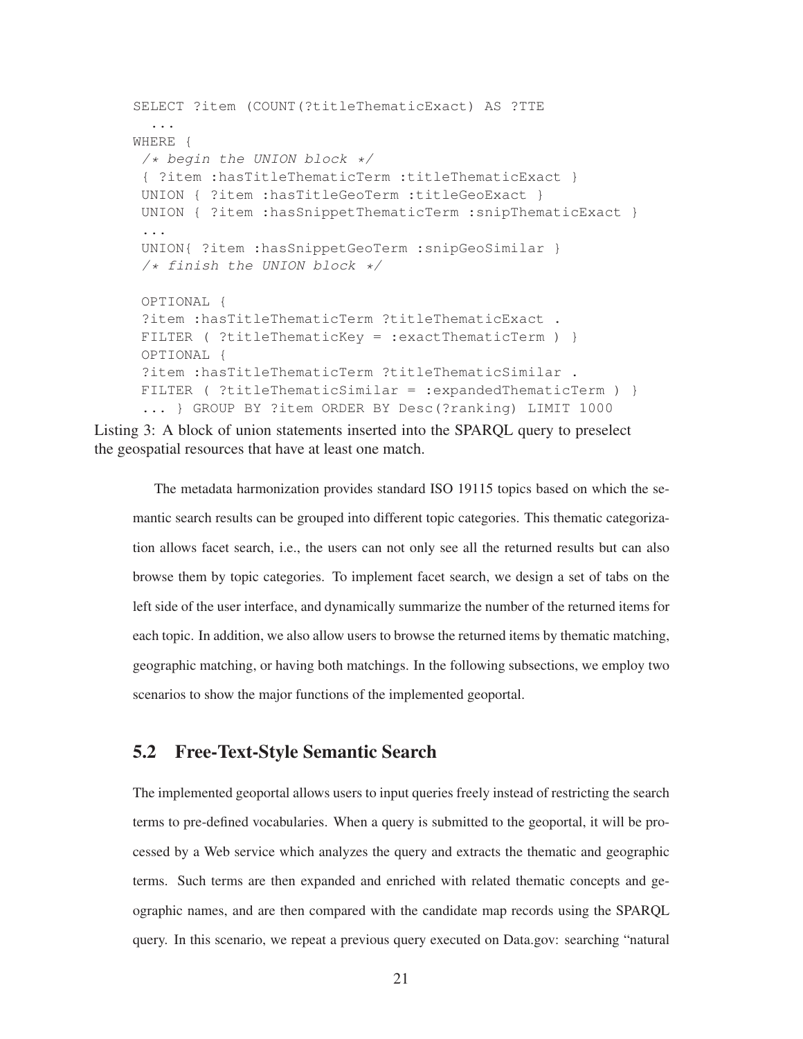```
SELECT ?item (COUNT(?titleThematicExact) AS ?TTE
  ...
WHERE {
 /* begin the UNION block */
 { ?item :hasTitleThematicTerm :titleThematicExact }
 UNION { ?item :hasTitleGeoTerm :titleGeoExact }
 UNION { ?item :hasSnippetThematicTerm :snipThematicExact }
 ...
 UNION{ ?item :hasSnippetGeoTerm :snipGeoSimilar }
 /* finish the UNION block */

 OPTIONAL {
 ?item :hasTitleThematicTerm ?titleThematicExact .
 FILTER ( ?titleThematicKey = :exactThematicTerm ) }
 OPTIONAL {
 ?item :hasTitleThematicTerm ?titleThematicSimilar .
 FILTER ( ?titleThematicSimilar = :expandedThematicTerm ) }
 ... } GROUP BY ?item ORDER BY Desc(?ranking) LIMIT 1000
```

Listing 3: A block of union statements inserted into the SPARQL query to preselect the geospatial resources that have at least one match.

The metadata harmonization provides standard ISO 19115 topics based on which the semantic search results can be grouped into different topic categories. This thematic categorization allows facet search, i.e., the users can not only see all the returned results but can also browse them by topic categories. To implement facet search, we design a set of tabs on the left side of the user interface, and dynamically summarize the number of the returned items for each topic. In addition, we also allow users to browse the returned items by thematic matching, geographic matching, or having both matchings. In the following subsections, we employ two scenarios to show the major functions of the implemented geoportal.

## 5.2 Free-Text-Style Semantic Search

The implemented geoportal allows users to input queries freely instead of restricting the search terms to pre-defined vocabularies. When a query is submitted to the geoportal, it will be processed by a Web service which analyzes the query and extracts the thematic and geographic terms. Such terms are then expanded and enriched with related thematic concepts and geographic names, and are then compared with the candidate map records using the SPARQL query. In this scenario, we repeat a previous query executed on Data.gov: searching "natural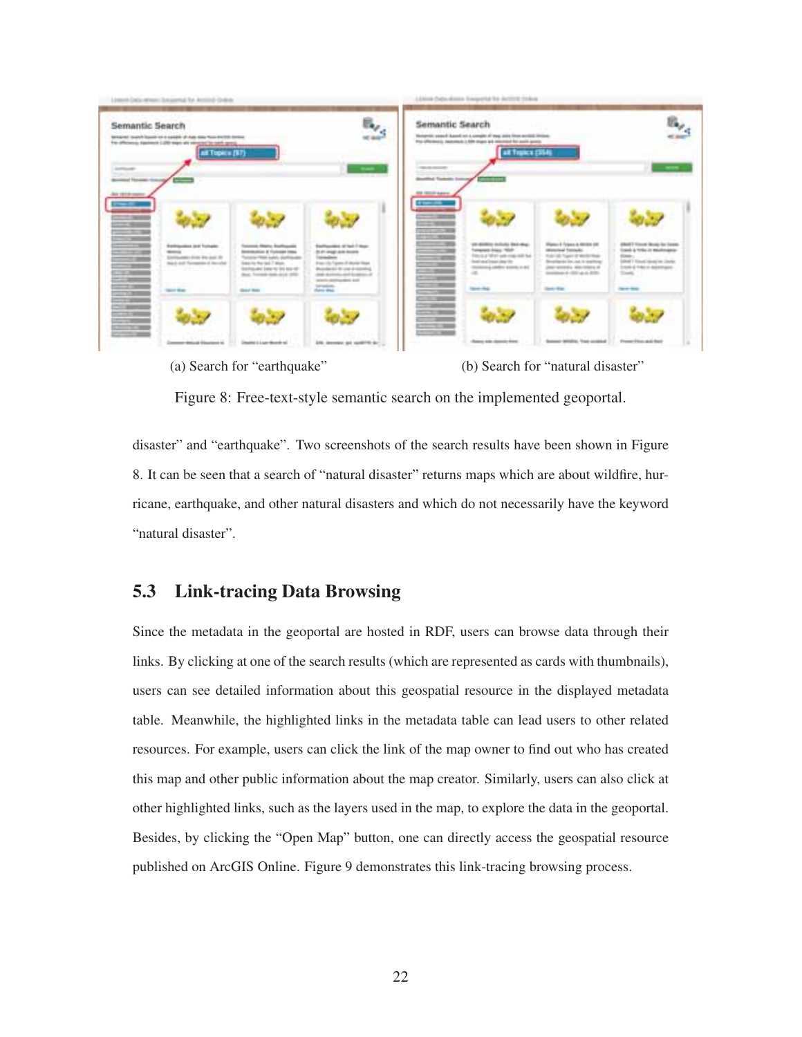(a) Search for "earthquake" (b) Search for "natural disaster"

Figure 8: Free-text-style semantic search on the implemented geoportal.

disaster" and "earthquake". Two screenshots of the search results have been shown in Figure 8. It can be seen that a search of "natural disaster" returns maps which are about wildfire, hurricane, earthquake, and other natural disasters and which do not necessarily have the keyword "natural disaster".

## 5.3 Link-tracing Data Browsing

Since the metadata in the geoportal are hosted in RDF, users can browse data through their links. By clicking at one of the search results (which are represented as cards with thumbnails), users can see detailed information about this geospatial resource in the displayed metadata table. Meanwhile, the highlighted links in the metadata table can lead users to other related resources. For example, users can click the link of the map owner to find out who has created this map and other public information about the map creator. Similarly, users can also click at other highlighted links, such as the layers used in the map, to explore the data in the geoportal. Besides, by clicking the "Open Map" button, one can directly access the geospatial resource published on ArcGIS Online. Figure 9 demonstrates this link-tracing browsing process.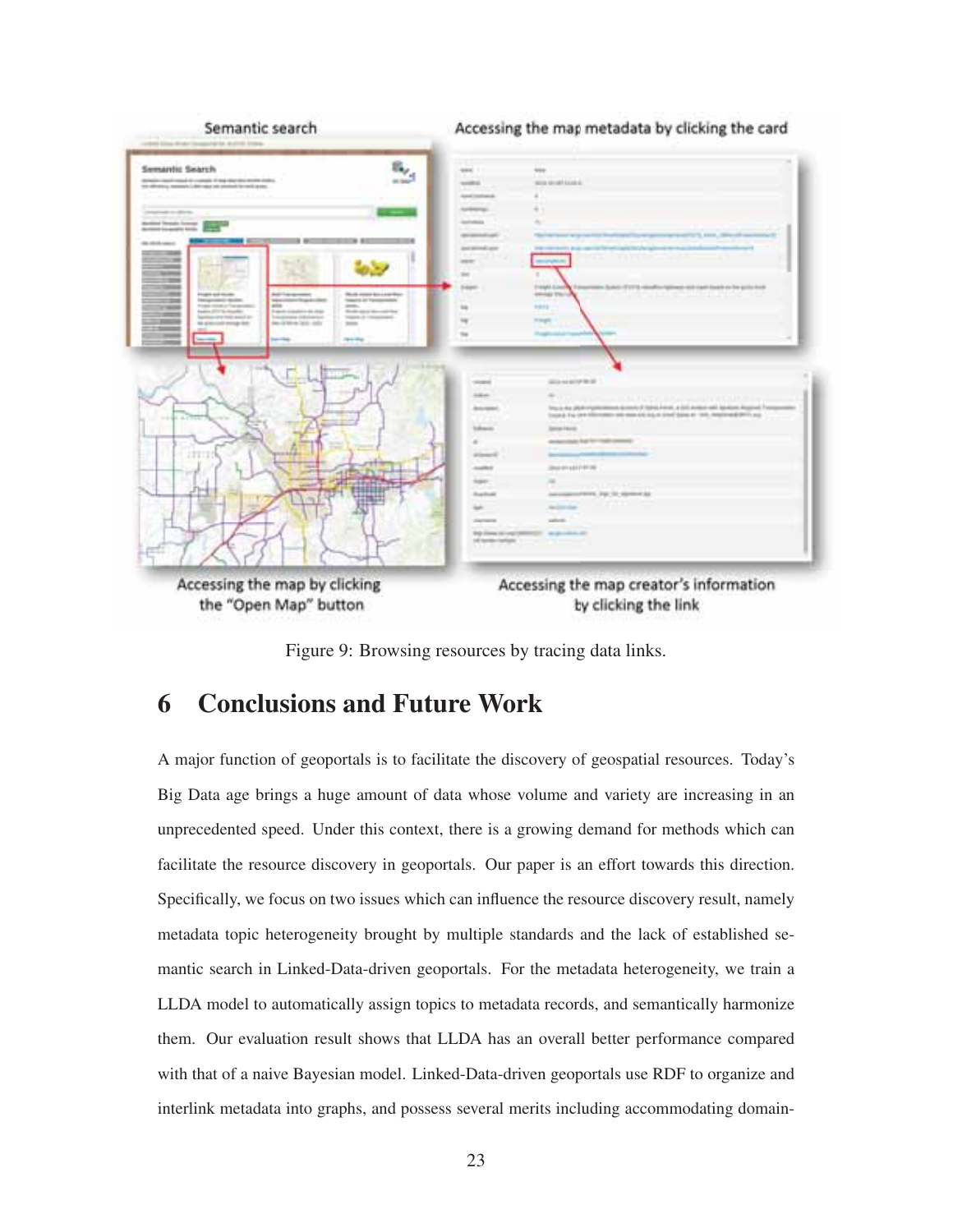Figure 9: Browsing resources by tracing data links.

## 6 Conclusions and Future Work

A major function of geoportals is to facilitate the discovery of geospatial resources. Today's Big Data age brings a huge amount of data whose volume and variety are increasing in an unprecedented speed. Under this context, there is a growing demand for methods which can facilitate the resource discovery in geoportals. Our paper is an effort towards this direction. Specifically, we focus on two issues which can influence the resource discovery result, namely metadata topic heterogeneity brought by multiple standards and the lack of established semantic search in Linked-Data-driven geoportals. For the metadata heterogeneity, we train a LLDA model to automatically assign topics to metadata records, and semantically harmonize them. Our evaluation result shows that LLDA has an overall better performance compared with that of a naive Bayesian model. Linked-Data-driven geoportals use RDF to organize and interlink metadata into graphs, and possess several merits including accommodating domain-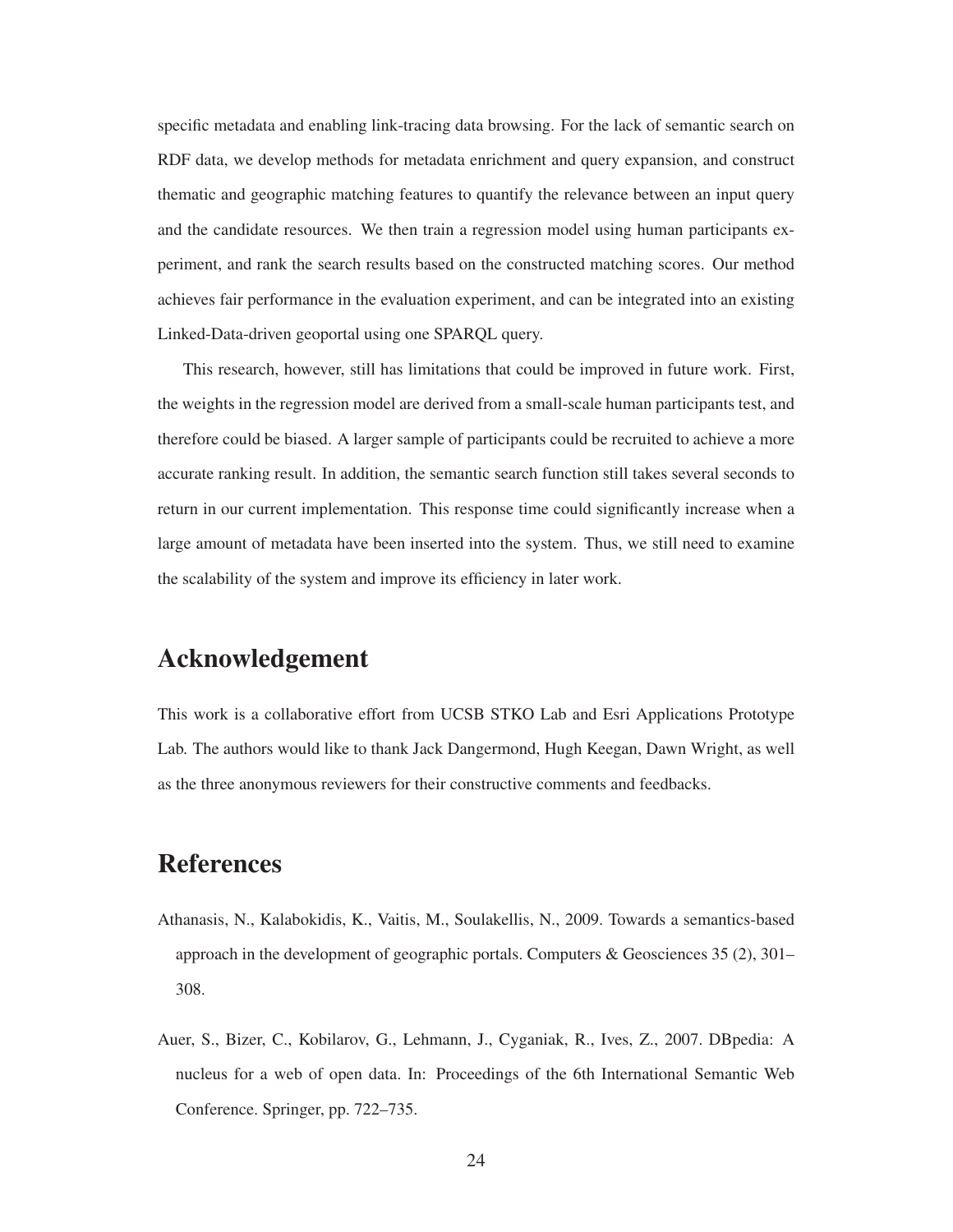specific metadata and enabling link-tracing data browsing. For the lack of semantic search on RDF data, we develop methods for metadata enrichment and query expansion, and construct thematic and geographic matching features to quantify the relevance between an input query and the candidate resources. We then train a regression model using human participants experiment, and rank the search results based on the constructed matching scores. Our method achieves fair performance in the evaluation experiment, and can be integrated into an existing Linked-Data-driven geoportal using one SPARQL query.

This research, however, still has limitations that could be improved in future work. First, the weights in the regression model are derived from a small-scale human participants test, and therefore could be biased. A larger sample of participants could be recruited to achieve a more accurate ranking result. In addition, the semantic search function still takes several seconds to return in our current implementation. This response time could significantly increase when a large amount of metadata have been inserted into the system. Thus, we still need to examine the scalability of the system and improve its efficiency in later work.

## Acknowledgement

This work is a collaborative effort from UCSB STKO Lab and Esri Applications Prototype Lab. The authors would like to thank Jack Dangermond, Hugh Keegan, Dawn Wright, as well as the three anonymous reviewers for their constructive comments and feedbacks.

## References

Athanasis, N., Kalabokidis, K., Vaitis, M., Soulakellis, N., 2009. Towards a semantics-based approach in the development of geographic portals. Computers & Geosciences 35 (2), 301–308.

Auer, S., Bizer, C., Kobilarov, G., Lehmann, J., Cyganiak, R., Ives, Z., 2007. DBpedia: A nucleus for a web of open data. In: Proceedings of the 6th International Semantic Web Conference. Springer, pp. 722–735.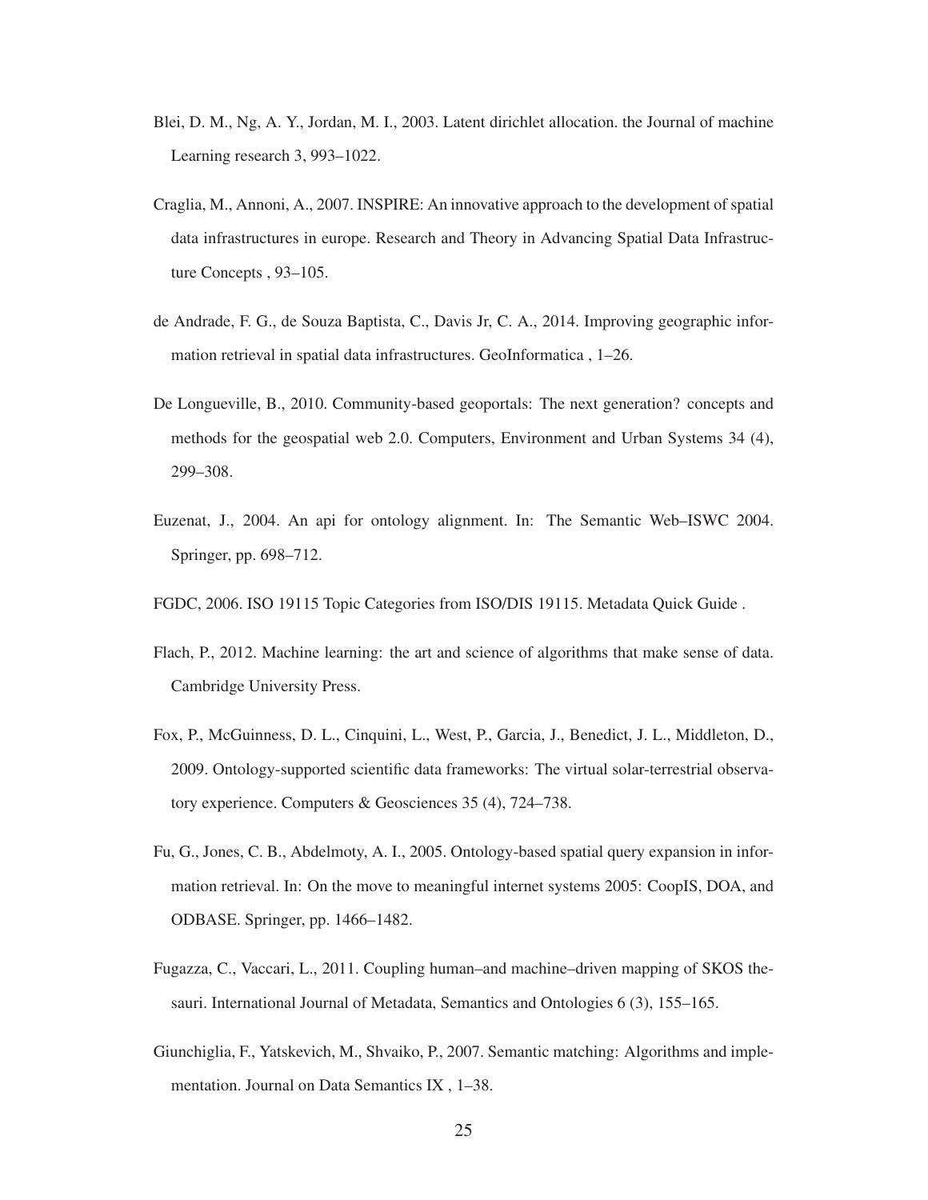Blei, D. M., Ng, A. Y., Jordan, M. I., 2003. Latent dirichlet allocation. the Journal of machine Learning research 3, 993–1022.

Craglia, M., Annoni, A., 2007. INSPIRE: An innovative approach to the development of spatial data infrastructures in europe. Research and Theory in Advancing Spatial Data Infrastructure Concepts , 93–105.

de Andrade, F. G., de Souza Baptista, C., Davis Jr, C. A., 2014. Improving geographic information retrieval in spatial data infrastructures. GeoInformatica , 1–26.

De Longueville, B., 2010. Community-based geoportals: The next generation? concepts and methods for the geospatial web 2.0. Computers, Environment and Urban Systems 34 (4), 299–308.

Euzenat, J., 2004. An api for ontology alignment. In: The Semantic Web–ISWC 2004. Springer, pp. 698–712.

FGDC, 2006. ISO 19115 Topic Categories from ISO/DIS 19115. Metadata Quick Guide .

Flach, P., 2012. Machine learning: the art and science of algorithms that make sense of data. Cambridge University Press.

Fox, P., McGuinness, D. L., Cinquini, L., West, P., Garcia, J., Benedict, J. L., Middleton, D., 2009. Ontology-supported scientific data frameworks: The virtual solar-terrestrial observatory experience. Computers & Geosciences 35 (4), 724–738.

Fu, G., Jones, C. B., Abdelmoty, A. I., 2005. Ontology-based spatial query expansion in information retrieval. In: On the move to meaningful internet systems 2005: CoopIS, DOA, and ODBASE. Springer, pp. 1466–1482.

Fugazza, C., Vaccari, L., 2011. Coupling human–and machine–driven mapping of SKOS thesauri. International Journal of Metadata, Semantics and Ontologies 6 (3), 155–165.

Giunchiglia, F., Yatskevich, M., Shvaiko, P., 2007. Semantic matching: Algorithms and implementation. Journal on Data Semantics IX , 1–38.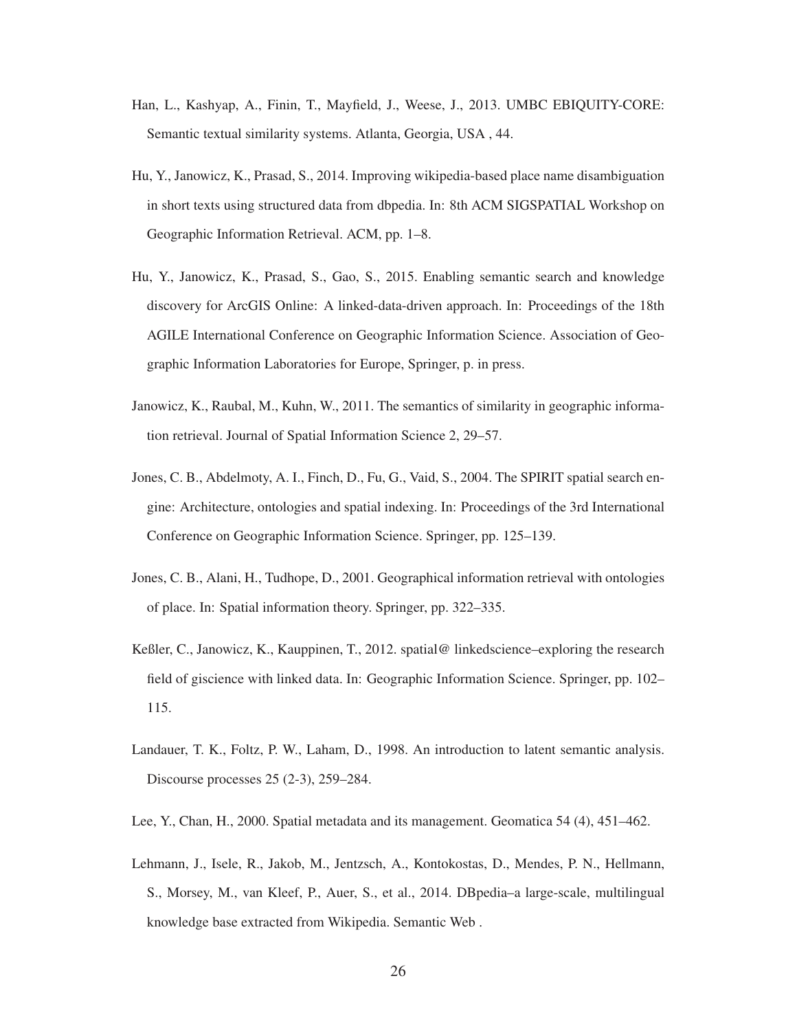Han, L., Kashyap, A., Finin, T., Mayfield, J., Weese, J., 2013. UMBC EBIQUITY-CORE: Semantic textual similarity systems. Atlanta, Georgia, USA , 44.

Hu, Y., Janowicz, K., Prasad, S., 2014. Improving wikipedia-based place name disambiguation in short texts using structured data from dbpedia. In: 8th ACM SIGSPATIAL Workshop on Geographic Information Retrieval. ACM, pp. 1–8.

Hu, Y., Janowicz, K., Prasad, S., Gao, S., 2015. Enabling semantic search and knowledge discovery for ArcGIS Online: A linked-data-driven approach. In: Proceedings of the 18th AGILE International Conference on Geographic Information Science. Association of Geographic Information Laboratories for Europe, Springer, p. in press.

Janowicz, K., Raubal, M., Kuhn, W., 2011. The semantics of similarity in geographic information retrieval. Journal of Spatial Information Science 2, 29–57.

Jones, C. B., Abdelmoty, A. I., Finch, D., Fu, G., Vaid, S., 2004. The SPIRIT spatial search engine: Architecture, ontologies and spatial indexing. In: Proceedings of the 3rd International Conference on Geographic Information Science. Springer, pp. 125–139.

Jones, C. B., Alani, H., Tudhope, D., 2001. Geographical information retrieval with ontologies of place. In: Spatial information theory. Springer, pp. 322–335.

Keßler, C., Janowicz, K., Kauppinen, T., 2012. spatial@ linkedscience–exploring the research field of giscience with linked data. In: Geographic Information Science. Springer, pp. 102–115.

Landauer, T. K., Foltz, P. W., Laham, D., 1998. An introduction to latent semantic analysis. Discourse processes 25 (2-3), 259–284.

Lee, Y., Chan, H., 2000. Spatial metadata and its management. Geomatica 54 (4), 451–462.

Lehmann, J., Isele, R., Jakob, M., Jentzsch, A., Kontokostas, D., Mendes, P. N., Hellmann, S., Morsey, M., van Kleef, P., Auer, S., et al., 2014. DBpedia–a large-scale, multilingual knowledge base extracted from Wikipedia. Semantic Web .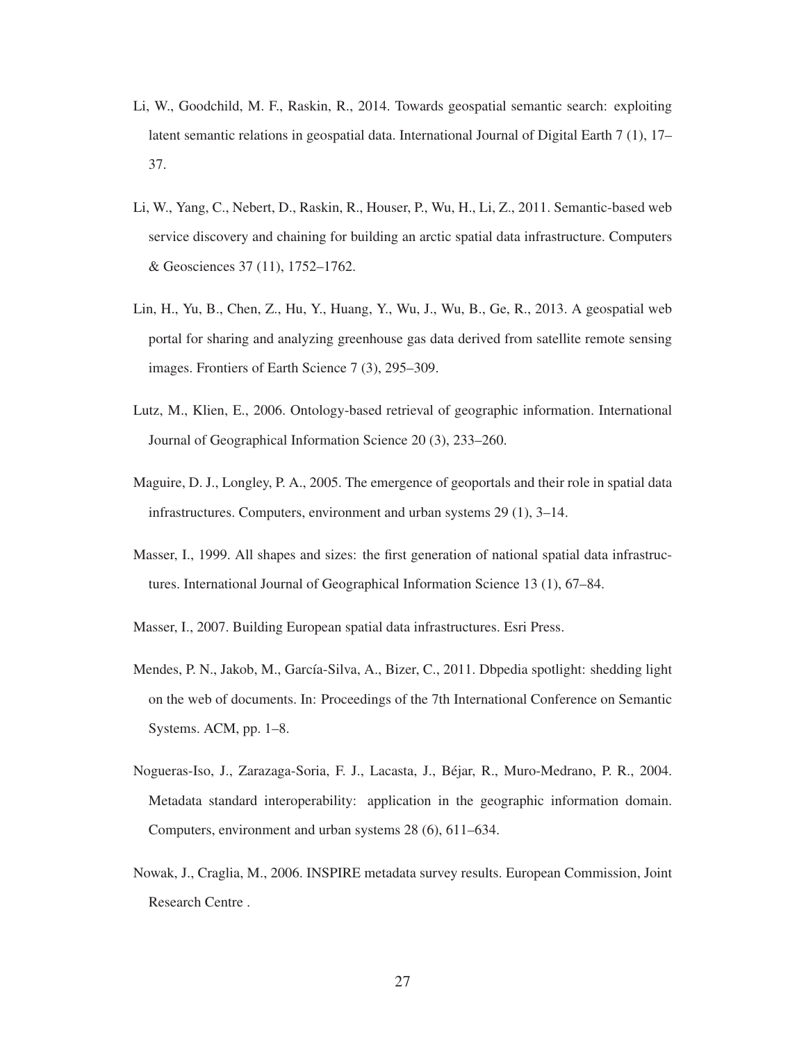Li, W., Goodchild, M. F., Raskin, R., 2014. Towards geospatial semantic search: exploiting latent semantic relations in geospatial data. International Journal of Digital Earth 7 (1), 17–37.

Li, W., Yang, C., Nebert, D., Raskin, R., Houser, P., Wu, H., Li, Z., 2011. Semantic-based web service discovery and chaining for building an arctic spatial data infrastructure. Computers & Geosciences 37 (11), 1752–1762.

Lin, H., Yu, B., Chen, Z., Hu, Y., Huang, Y., Wu, J., Wu, B., Ge, R., 2013. A geospatial web portal for sharing and analyzing greenhouse gas data derived from satellite remote sensing images. Frontiers of Earth Science 7 (3), 295–309.

Lutz, M., Klien, E., 2006. Ontology-based retrieval of geographic information. International Journal of Geographical Information Science 20 (3), 233–260.

Maguire, D. J., Longley, P. A., 2005. The emergence of geoportals and their role in spatial data infrastructures. Computers, environment and urban systems 29 (1), 3–14.

Masser, I., 1999. All shapes and sizes: the first generation of national spatial data infrastructures. International Journal of Geographical Information Science 13 (1), 67–84.

Masser, I., 2007. Building European spatial data infrastructures. Esri Press.

Mendes, P. N., Jakob, M., García-Silva, A., Bizer, C., 2011. Dbpedia spotlight: shedding light on the web of documents. In: Proceedings of the 7th International Conference on Semantic Systems. ACM, pp. 1–8.

Nogueras-Iso, J., Zarazaga-Soria, F. J., Lacasta, J., Béjar, R., Muro-Medrano, P. R., 2004. Metadata standard interoperability: application in the geographic information domain. Computers, environment and urban systems 28 (6), 611–634.

Nowak, J., Craglia, M., 2006. INSPIRE metadata survey results. European Commission, Joint Research Centre .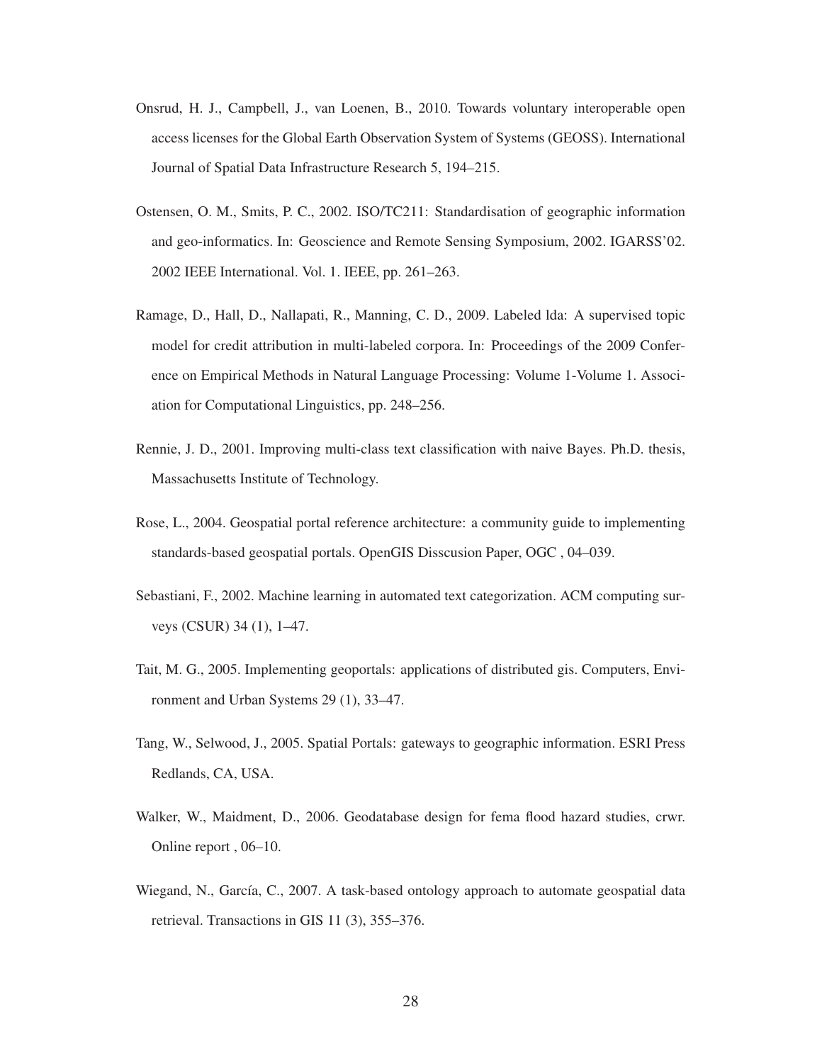Onsrud, H. J., Campbell, J., van Loenen, B., 2010. Towards voluntary interoperable open access licenses for the Global Earth Observation System of Systems (GEOSS). International Journal of Spatial Data Infrastructure Research 5, 194–215.

Ostensen, O. M., Smits, P. C., 2002. ISO/TC211: Standardisation of geographic information and geo-informatics. In: Geoscience and Remote Sensing Symposium, 2002. IGARSS'02. 2002 IEEE International. Vol. 1. IEEE, pp. 261–263.

Ramage, D., Hall, D., Nallapati, R., Manning, C. D., 2009. Labeled lda: A supervised topic model for credit attribution in multi-labeled corpora. In: Proceedings of the 2009 Conference on Empirical Methods in Natural Language Processing: Volume 1-Volume 1. Association for Computational Linguistics, pp. 248–256.

Rennie, J. D., 2001. Improving multi-class text classification with naive Bayes. Ph.D. thesis, Massachusetts Institute of Technology.

Rose, L., 2004. Geospatial portal reference architecture: a community guide to implementing standards-based geospatial portals. OpenGIS Disscusion Paper, OGC , 04–039.

Sebastiani, F., 2002. Machine learning in automated text categorization. ACM computing surveys (CSUR) 34 (1), 1–47.

Tait, M. G., 2005. Implementing geoportals: applications of distributed gis. Computers, Environment and Urban Systems 29 (1), 33–47.

Tang, W., Selwood, J., 2005. Spatial Portals: gateways to geographic information. ESRI Press Redlands, CA, USA.

Walker, W., Maidment, D., 2006. Geodatabase design for fema flood hazard studies, crwr. Online report , 06–10.

Wiegand, N., García, C., 2007. A task-based ontology approach to automate geospatial data retrieval. Transactions in GIS 11 (3), 355–376.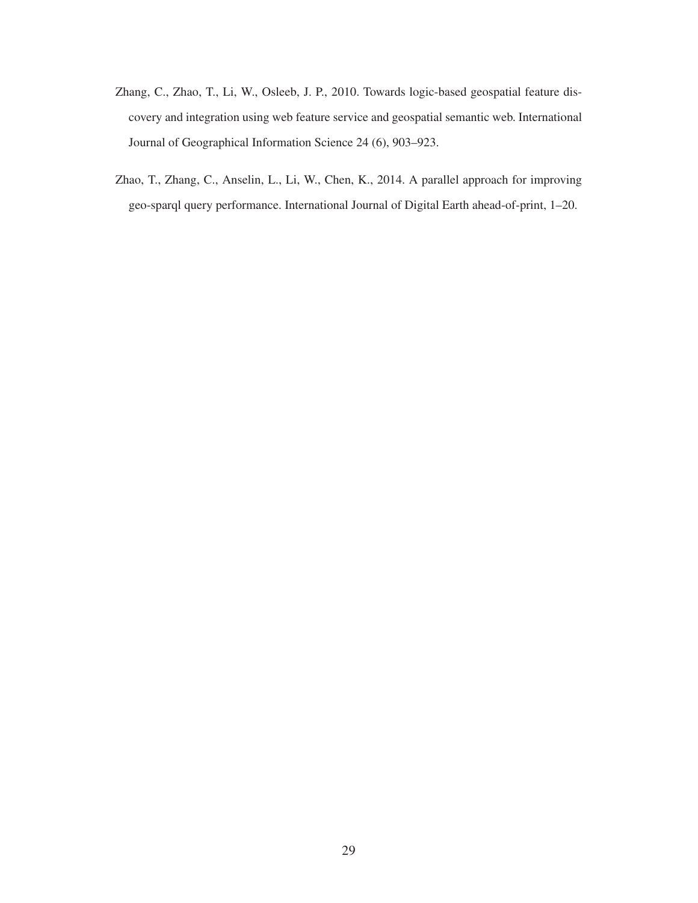Zhang, C., Zhao, T., Li, W., Osleeb, J. P., 2010. Towards logic-based geospatial feature discovery and integration using web feature service and geospatial semantic web. International Journal of Geographical Information Science 24 (6), 903–923.

Zhao, T., Zhang, C., Anselin, L., Li, W., Chen, K., 2014. A parallel approach for improving geo-sparql query performance. International Journal of Digital Earth ahead-of-print, 1–20.